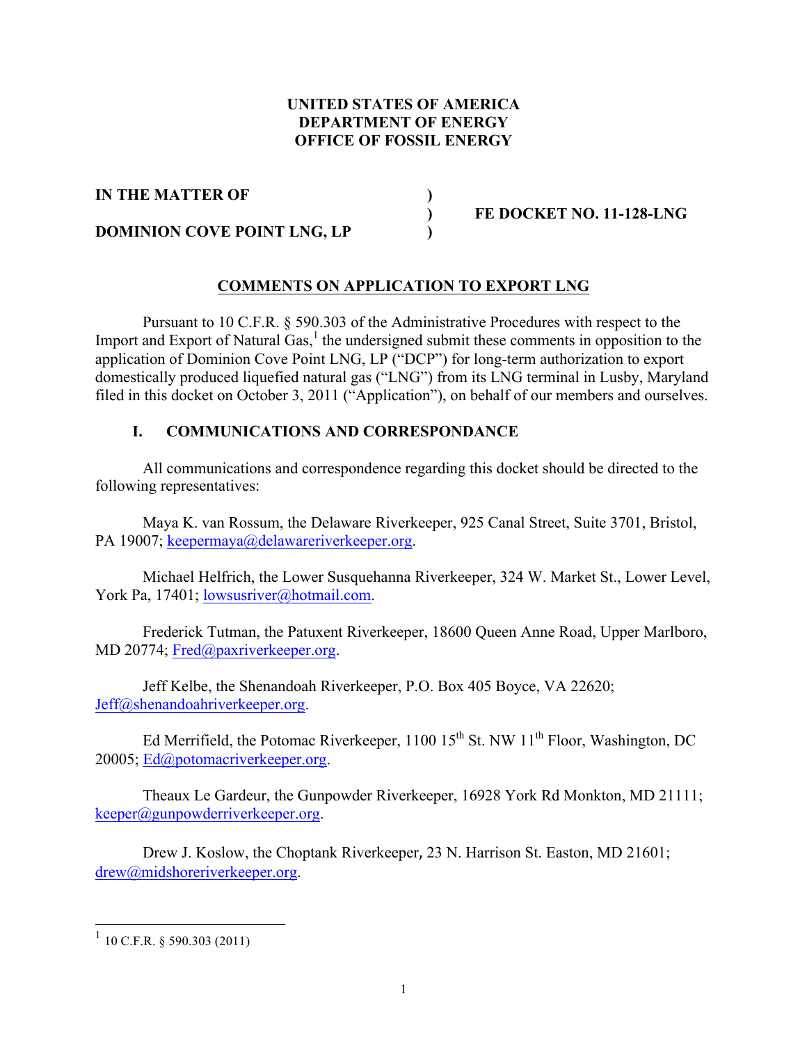**UNITED STATES OF AMERICA**
**DEPARTMENT OF ENERGY**
**OFFICE OF FOSSIL ENERGY**

| | | |
|---|---|---|
| **IN THE MATTER OF** | **)** | |
| | **)** | **FE DOCKET NO. 11-128-LNG** |
| **DOMINION COVE POINT LNG, LP** | **)** | |

## COMMENTS ON APPLICATION TO EXPORT LNG

Pursuant to 10 C.F.R. § 590.303 of the Administrative Procedures with respect to the Import and Export of Natural Gas,[1] the undersigned submit these comments in opposition to the application of Dominion Cove Point LNG, LP ("DCP") for long-term authorization to export domestically produced liquefied natural gas ("LNG") from its LNG terminal in Lusby, Maryland filed in this docket on October 3, 2011 ("Application"), on behalf of our members and ourselves.

### I. COMMUNICATIONS AND CORRESPONDANCE

All communications and correspondence regarding this docket should be directed to the following representatives:

Maya K. van Rossum, the Delaware Riverkeeper, 925 Canal Street, Suite 3701, Bristol, PA 19007; keepermaya@delawareriverkeeper.org.

Michael Helfrich, the Lower Susquehanna Riverkeeper, 324 W. Market St., Lower Level, York Pa, 17401; lowsusriver@hotmail.com.

Frederick Tutman, the Patuxent Riverkeeper, 18600 Queen Anne Road, Upper Marlboro, MD 20774; Fred@paxriverkeeper.org.

Jeff Kelbe, the Shenandoah Riverkeeper, P.O. Box 405 Boyce, VA 22620; Jeff@shenandoahriverkeeper.org.

Ed Merrifield, the Potomac Riverkeeper, 1100 15th St. NW 11th Floor, Washington, DC 20005; Ed@potomacriverkeeper.org.

Theaux Le Gardeur, the Gunpowder Riverkeeper, 16928 York Rd Monkton, MD 21111; keeper@gunpowderriverkeeper.org.

Drew J. Koslow, the Choptank Riverkeeper, 23 N. Harrison St. Easton, MD 21601; drew@midshoreriverkeeper.org.

---

[1] 10 C.F.R. § 590.303 (2011)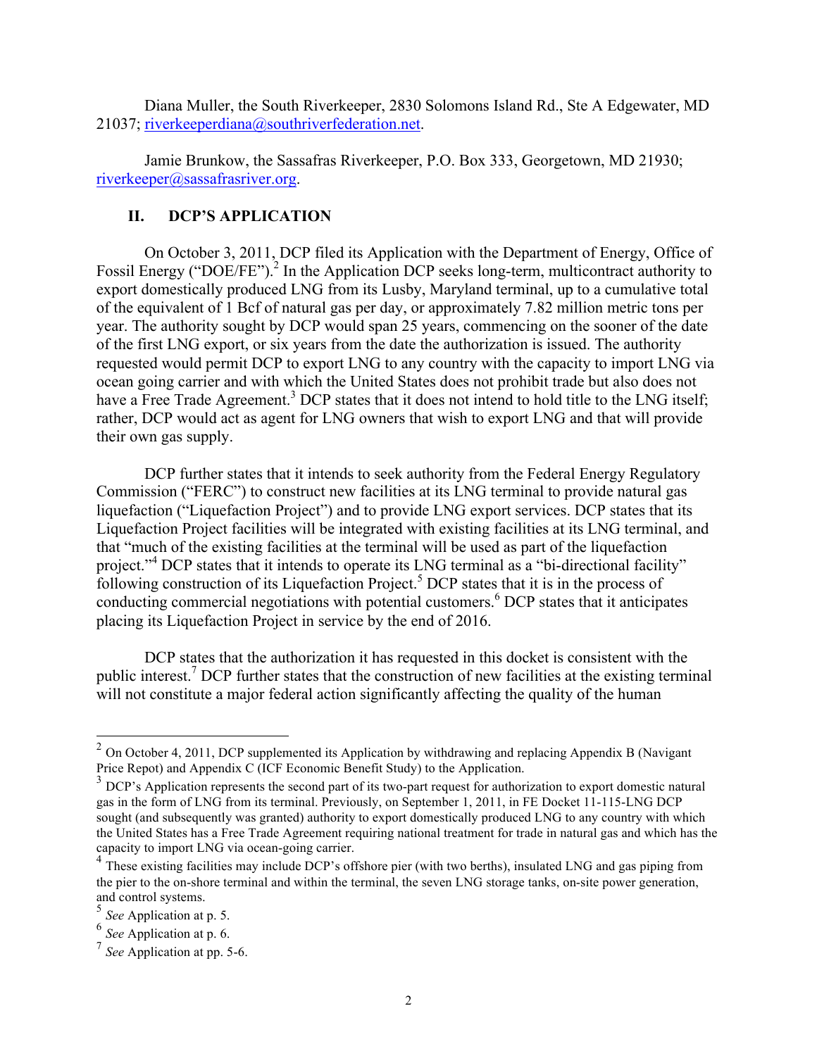Diana Muller, the South Riverkeeper, 2830 Solomons Island Rd., Ste A Edgewater, MD 21037; riverkeeperdiana@southriverfederation.net.

Jamie Brunkow, the Sassafras Riverkeeper, P.O. Box 333, Georgetown, MD 21930; riverkeeper@sassafrasriver.org.

## II. DCP'S APPLICATION

On October 3, 2011, DCP filed its Application with the Department of Energy, Office of Fossil Energy ("DOE/FE").[2] In the Application DCP seeks long-term, multicontract authority to export domestically produced LNG from its Lusby, Maryland terminal, up to a cumulative total of the equivalent of 1 Bcf of natural gas per day, or approximately 7.82 million metric tons per year. The authority sought by DCP would span 25 years, commencing on the sooner of the date of the first LNG export, or six years from the date the authorization is issued. The authority requested would permit DCP to export LNG to any country with the capacity to import LNG via ocean going carrier and with which the United States does not prohibit trade but also does not have a Free Trade Agreement.[3] DCP states that it does not intend to hold title to the LNG itself; rather, DCP would act as agent for LNG owners that wish to export LNG and that will provide their own gas supply.

DCP further states that it intends to seek authority from the Federal Energy Regulatory Commission ("FERC") to construct new facilities at its LNG terminal to provide natural gas liquefaction ("Liquefaction Project") and to provide LNG export services. DCP states that its Liquefaction Project facilities will be integrated with existing facilities at its LNG terminal, and that "much of the existing facilities at the terminal will be used as part of the liquefaction project."[4] DCP states that it intends to operate its LNG terminal as a "bi-directional facility" following construction of its Liquefaction Project.[5] DCP states that it is in the process of conducting commercial negotiations with potential customers.[6] DCP states that it anticipates placing its Liquefaction Project in service by the end of 2016.

DCP states that the authorization it has requested in this docket is consistent with the public interest.[7] DCP further states that the construction of new facilities at the existing terminal will not constitute a major federal action significantly affecting the quality of the human

---

[2] On October 4, 2011, DCP supplemented its Application by withdrawing and replacing Appendix B (Navigant Price Repot) and Appendix C (ICF Economic Benefit Study) to the Application.

[3] DCP's Application represents the second part of its two-part request for authorization to export domestic natural gas in the form of LNG from its terminal. Previously, on September 1, 2011, in FE Docket 11-115-LNG DCP sought (and subsequently was granted) authority to export domestically produced LNG to any country with which the United States has a Free Trade Agreement requiring national treatment for trade in natural gas and which has the capacity to import LNG via ocean-going carrier.

[4] These existing facilities may include DCP's offshore pier (with two berths), insulated LNG and gas piping from the pier to the on-shore terminal and within the terminal, the seven LNG storage tanks, on-site power generation, and control systems.

[5] *See* Application at p. 5.

[6] *See* Application at p. 6.

[7] *See* Application at pp. 5-6.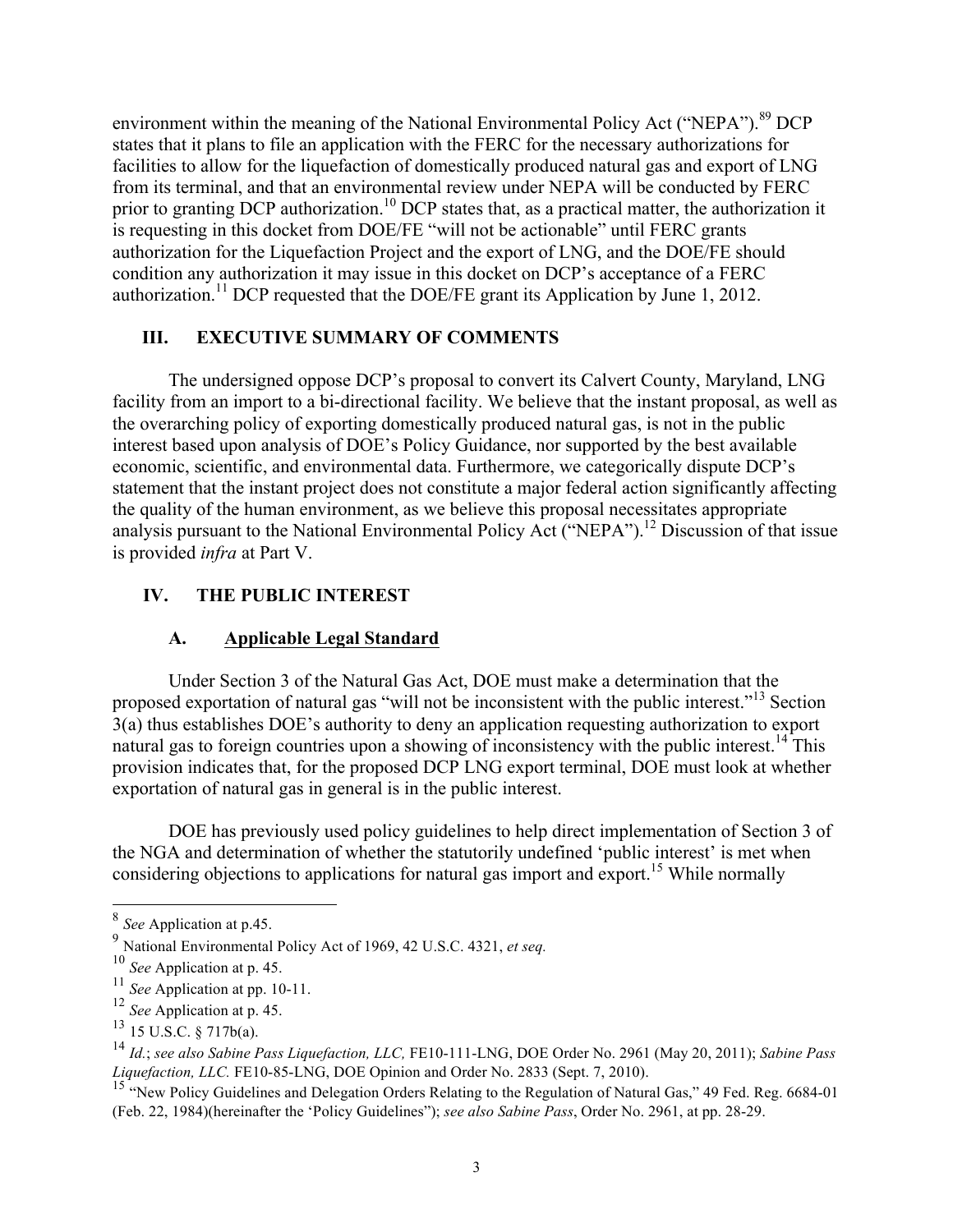environment within the meaning of the National Environmental Policy Act ("NEPA").[8][9] DCP states that it plans to file an application with the FERC for the necessary authorizations for facilities to allow for the liquefaction of domestically produced natural gas and export of LNG from its terminal, and that an environmental review under NEPA will be conducted by FERC prior to granting DCP authorization.[10] DCP states that, as a practical matter, the authorization it is requesting in this docket from DOE/FE "will not be actionable" until FERC grants authorization for the Liquefaction Project and the export of LNG, and the DOE/FE should condition any authorization it may issue in this docket on DCP's acceptance of a FERC authorization.[11] DCP requested that the DOE/FE grant its Application by June 1, 2012.

## III. EXECUTIVE SUMMARY OF COMMENTS

The undersigned oppose DCP's proposal to convert its Calvert County, Maryland, LNG facility from an import to a bi-directional facility. We believe that the instant proposal, as well as the overarching policy of exporting domestically produced natural gas, is not in the public interest based upon analysis of DOE's Policy Guidance, nor supported by the best available economic, scientific, and environmental data. Furthermore, we categorically dispute DCP's statement that the instant project does not constitute a major federal action significantly affecting the quality of the human environment, as we believe this proposal necessitates appropriate analysis pursuant to the National Environmental Policy Act ("NEPA").[12] Discussion of that issue is provided *infra* at Part V.

## IV. THE PUBLIC INTEREST

### A. <u>Applicable Legal Standard</u>

Under Section 3 of the Natural Gas Act, DOE must make a determination that the proposed exportation of natural gas "will not be inconsistent with the public interest."[13] Section 3(a) thus establishes DOE's authority to deny an application requesting authorization to export natural gas to foreign countries upon a showing of inconsistency with the public interest.[14] This provision indicates that, for the proposed DCP LNG export terminal, DOE must look at whether exportation of natural gas in general is in the public interest.

DOE has previously used policy guidelines to help direct implementation of Section 3 of the NGA and determination of whether the statutorily undefined 'public interest' is met when considering objections to applications for natural gas import and export.[15] While normally

---

[8] *See* Application at p.45.

[9] National Environmental Policy Act of 1969, 42 U.S.C. 4321, *et seq.*

[10] *See* Application at p. 45.

[11] *See* Application at pp. 10-11.

[12] *See* Application at p. 45.

[13] 15 U.S.C. § 717b(a).

[14] *Id.*; *see also Sabine Pass Liquefaction, LLC,* FE10-111-LNG, DOE Order No. 2961 (May 20, 2011); *Sabine Pass Liquefaction, LLC.* FE10-85-LNG, DOE Opinion and Order No. 2833 (Sept. 7, 2010).

[15] "New Policy Guidelines and Delegation Orders Relating to the Regulation of Natural Gas," 49 Fed. Reg. 6684-01 (Feb. 22, 1984)(hereinafter the 'Policy Guidelines"); *see also Sabine Pass*, Order No. 2961, at pp. 28-29.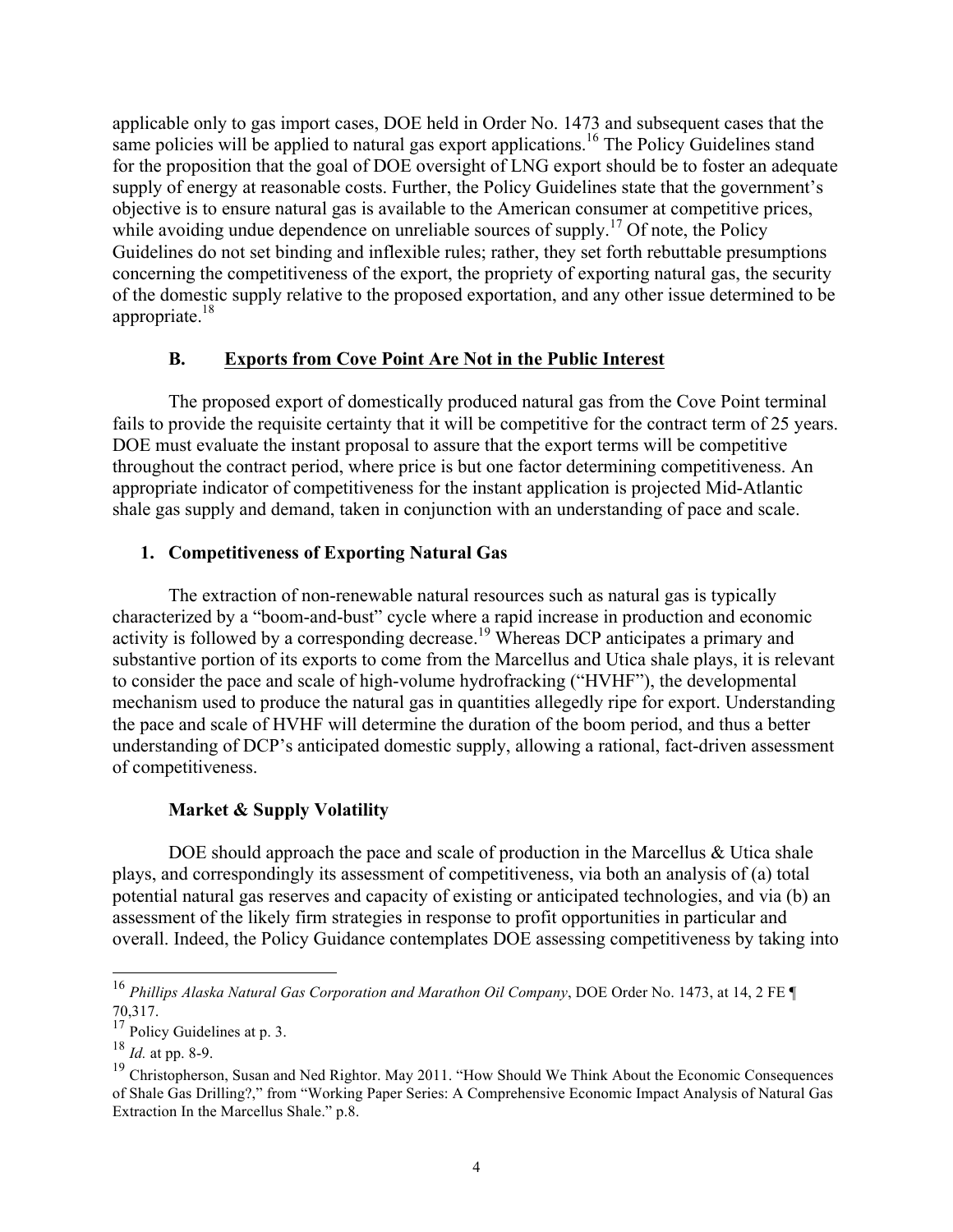applicable only to gas import cases, DOE held in Order No. 1473 and subsequent cases that the same policies will be applied to natural gas export applications.[16] The Policy Guidelines stand for the proposition that the goal of DOE oversight of LNG export should be to foster an adequate supply of energy at reasonable costs. Further, the Policy Guidelines state that the government's objective is to ensure natural gas is available to the American consumer at competitive prices, while avoiding undue dependence on unreliable sources of supply.[17] Of note, the Policy Guidelines do not set binding and inflexible rules; rather, they set forth rebuttable presumptions concerning the competitiveness of the export, the propriety of exporting natural gas, the security of the domestic supply relative to the proposed exportation, and any other issue determined to be appropriate.[18]

## B. Exports from Cove Point Are Not in the Public Interest

The proposed export of domestically produced natural gas from the Cove Point terminal fails to provide the requisite certainty that it will be competitive for the contract term of 25 years. DOE must evaluate the instant proposal to assure that the export terms will be competitive throughout the contract period, where price is but one factor determining competitiveness. An appropriate indicator of competitiveness for the instant application is projected Mid-Atlantic shale gas supply and demand, taken in conjunction with an understanding of pace and scale.

### 1. Competitiveness of Exporting Natural Gas

The extraction of non-renewable natural resources such as natural gas is typically characterized by a "boom-and-bust" cycle where a rapid increase in production and economic activity is followed by a corresponding decrease.[19] Whereas DCP anticipates a primary and substantive portion of its exports to come from the Marcellus and Utica shale plays, it is relevant to consider the pace and scale of high-volume hydrofracking ("HVHF"), the developmental mechanism used to produce the natural gas in quantities allegedly ripe for export. Understanding the pace and scale of HVHF will determine the duration of the boom period, and thus a better understanding of DCP's anticipated domestic supply, allowing a rational, fact-driven assessment of competitiveness.

#### Market & Supply Volatility

DOE should approach the pace and scale of production in the Marcellus & Utica shale plays, and correspondingly its assessment of competitiveness, via both an analysis of (a) total potential natural gas reserves and capacity of existing or anticipated technologies, and via (b) an assessment of the likely firm strategies in response to profit opportunities in particular and overall. Indeed, the Policy Guidance contemplates DOE assessing competitiveness by taking into

---

[16] *Phillips Alaska Natural Gas Corporation and Marathon Oil Company*, DOE Order No. 1473, at 14, 2 FE ¶ 70,317.

[17] Policy Guidelines at p. 3.

[18] *Id.* at pp. 8-9.

[19] Christopherson, Susan and Ned Rightor. May 2011. "How Should We Think About the Economic Consequences of Shale Gas Drilling?," from "Working Paper Series: A Comprehensive Economic Impact Analysis of Natural Gas Extraction In the Marcellus Shale." p.8.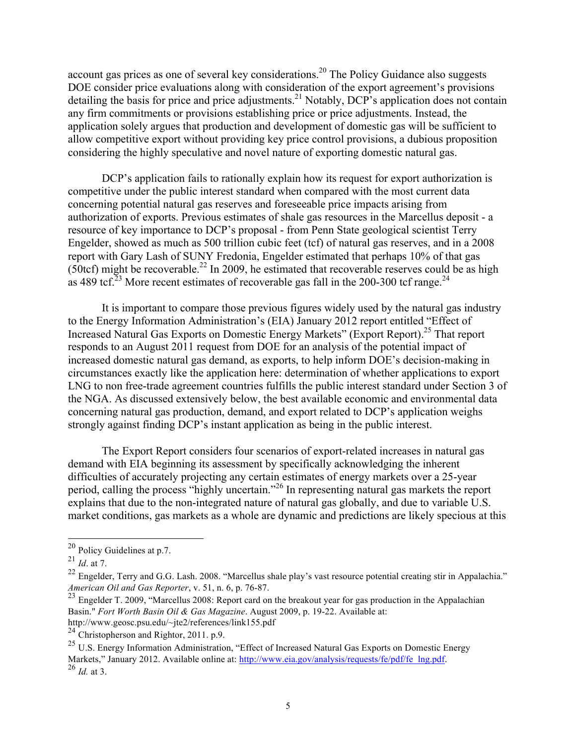account gas prices as one of several key considerations.[20] The Policy Guidance also suggests DOE consider price evaluations along with consideration of the export agreement's provisions detailing the basis for price and price adjustments.[21] Notably, DCP's application does not contain any firm commitments or provisions establishing price or price adjustments. Instead, the application solely argues that production and development of domestic gas will be sufficient to allow competitive export without providing key price control provisions, a dubious proposition considering the highly speculative and novel nature of exporting domestic natural gas.

DCP's application fails to rationally explain how its request for export authorization is competitive under the public interest standard when compared with the most current data concerning potential natural gas reserves and foreseeable price impacts arising from authorization of exports. Previous estimates of shale gas resources in the Marcellus deposit - a resource of key importance to DCP's proposal - from Penn State geological scientist Terry Engelder, showed as much as 500 trillion cubic feet (tcf) of natural gas reserves, and in a 2008 report with Gary Lash of SUNY Fredonia, Engelder estimated that perhaps 10% of that gas (50tcf) might be recoverable.[22] In 2009, he estimated that recoverable reserves could be as high as 489 tcf.[23] More recent estimates of recoverable gas fall in the 200-300 tcf range.[24]

It is important to compare those previous figures widely used by the natural gas industry to the Energy Information Administration's (EIA) January 2012 report entitled "Effect of Increased Natural Gas Exports on Domestic Energy Markets" (Export Report).[25] That report responds to an August 2011 request from DOE for an analysis of the potential impact of increased domestic natural gas demand, as exports, to help inform DOE's decision-making in circumstances exactly like the application here: determination of whether applications to export LNG to non free-trade agreement countries fulfills the public interest standard under Section 3 of the NGA. As discussed extensively below, the best available economic and environmental data concerning natural gas production, demand, and export related to DCP's application weighs strongly against finding DCP's instant application as being in the public interest.

The Export Report considers four scenarios of export-related increases in natural gas demand with EIA beginning its assessment by specifically acknowledging the inherent difficulties of accurately projecting any certain estimates of energy markets over a 25-year period, calling the process "highly uncertain."[26] In representing natural gas markets the report explains that due to the non-integrated nature of natural gas globally, and due to variable U.S. market conditions, gas markets as a whole are dynamic and predictions are likely specious at this

---

[20] Policy Guidelines at p.7.

[21] *Id*. at 7.

[22] Engelder, Terry and G.G. Lash. 2008. "Marcellus shale play's vast resource potential creating stir in Appalachia." *American Oil and Gas Reporter*, v. 51, n. 6, p. 76-87.

[23] Engelder T. 2009, "Marcellus 2008: Report card on the breakout year for gas production in the Appalachian Basin." *Fort Worth Basin Oil & Gas Magazine*. August 2009, p. 19-22. Available at: http://www.geosc.psu.edu/~jte2/references/link155.pdf

[24] Christopherson and Rightor, 2011. p.9.

[25] U.S. Energy Information Administration, "Effect of Increased Natural Gas Exports on Domestic Energy Markets," January 2012. Available online at: http://www.eia.gov/analysis/requests/fe/pdf/fe_lng.pdf.

[26] *Id.* at 3.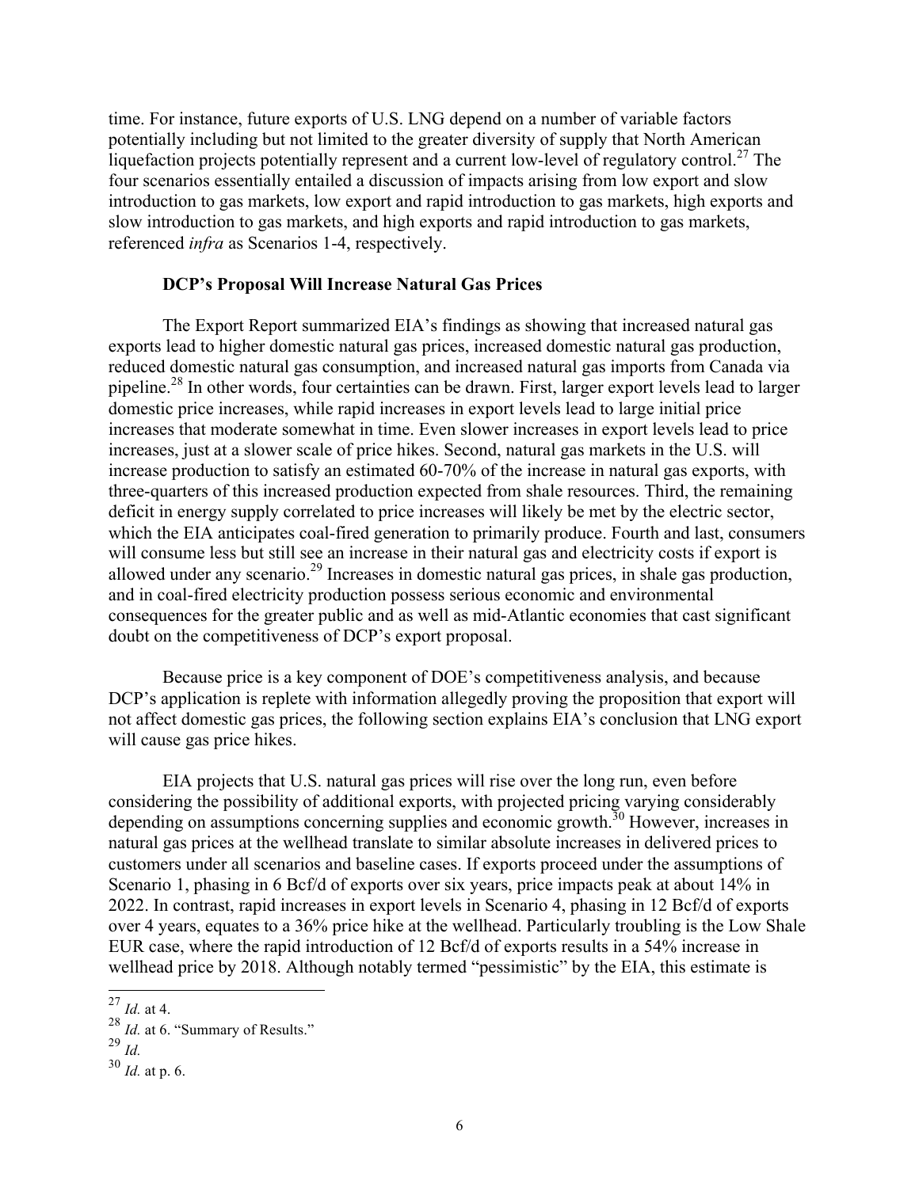time. For instance, future exports of U.S. LNG depend on a number of variable factors potentially including but not limited to the greater diversity of supply that North American liquefaction projects potentially represent and a current low-level of regulatory control.[27] The four scenarios essentially entailed a discussion of impacts arising from low export and slow introduction to gas markets, low export and rapid introduction to gas markets, high exports and slow introduction to gas markets, and high exports and rapid introduction to gas markets, referenced *infra* as Scenarios 1-4, respectively.

**DCP's Proposal Will Increase Natural Gas Prices**

The Export Report summarized EIA's findings as showing that increased natural gas exports lead to higher domestic natural gas prices, increased domestic natural gas production, reduced domestic natural gas consumption, and increased natural gas imports from Canada via pipeline.[28] In other words, four certainties can be drawn. First, larger export levels lead to larger domestic price increases, while rapid increases in export levels lead to large initial price increases that moderate somewhat in time. Even slower increases in export levels lead to price increases, just at a slower scale of price hikes. Second, natural gas markets in the U.S. will increase production to satisfy an estimated 60-70% of the increase in natural gas exports, with three-quarters of this increased production expected from shale resources. Third, the remaining deficit in energy supply correlated to price increases will likely be met by the electric sector, which the EIA anticipates coal-fired generation to primarily produce. Fourth and last, consumers will consume less but still see an increase in their natural gas and electricity costs if export is allowed under any scenario.[29] Increases in domestic natural gas prices, in shale gas production, and in coal-fired electricity production possess serious economic and environmental consequences for the greater public and as well as mid-Atlantic economies that cast significant doubt on the competitiveness of DCP's export proposal.

Because price is a key component of DOE's competitiveness analysis, and because DCP's application is replete with information allegedly proving the proposition that export will not affect domestic gas prices, the following section explains EIA's conclusion that LNG export will cause gas price hikes.

EIA projects that U.S. natural gas prices will rise over the long run, even before considering the possibility of additional exports, with projected pricing varying considerably depending on assumptions concerning supplies and economic growth.[30] However, increases in natural gas prices at the wellhead translate to similar absolute increases in delivered prices to customers under all scenarios and baseline cases. If exports proceed under the assumptions of Scenario 1, phasing in 6 Bcf/d of exports over six years, price impacts peak at about 14% in 2022. In contrast, rapid increases in export levels in Scenario 4, phasing in 12 Bcf/d of exports over 4 years, equates to a 36% price hike at the wellhead. Particularly troubling is the Low Shale EUR case, where the rapid introduction of 12 Bcf/d of exports results in a 54% increase in wellhead price by 2018. Although notably termed "pessimistic" by the EIA, this estimate is

---

[27] *Id.* at 4.

[28] *Id.* at 6. "Summary of Results."

[29] *Id.*

[30] *Id.* at p. 6.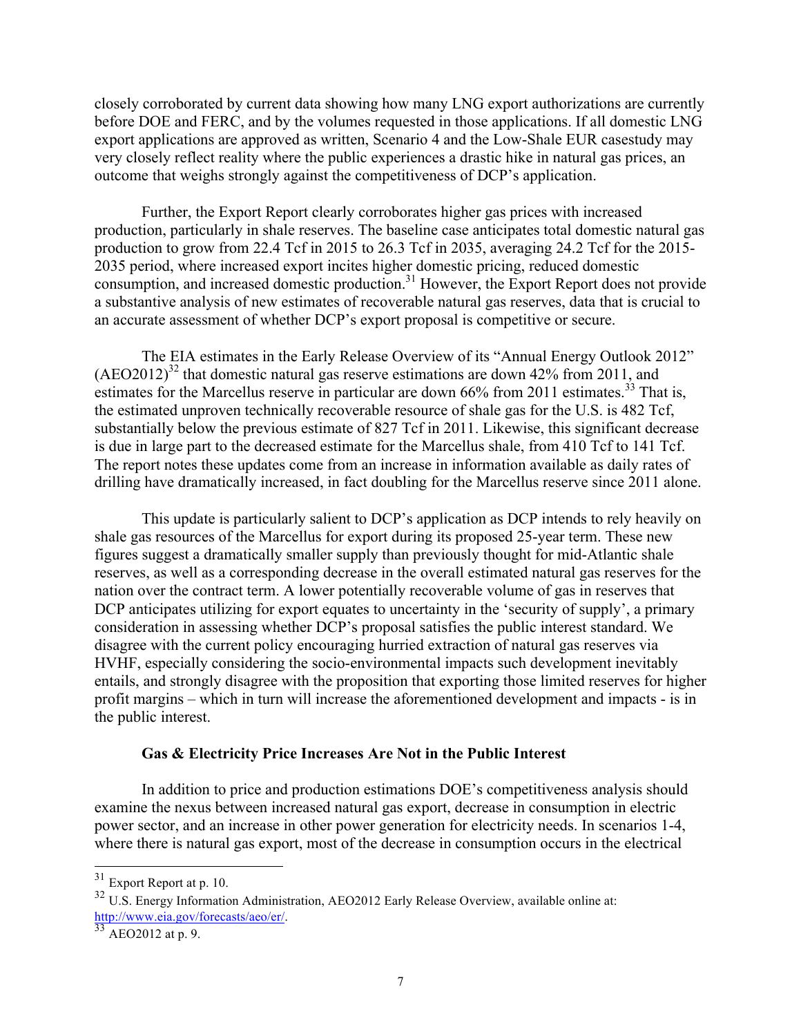closely corroborated by current data showing how many LNG export authorizations are currently before DOE and FERC, and by the volumes requested in those applications. If all domestic LNG export applications are approved as written, Scenario 4 and the Low-Shale EUR casestudy may very closely reflect reality where the public experiences a drastic hike in natural gas prices, an outcome that weighs strongly against the competitiveness of DCP's application.

Further, the Export Report clearly corroborates higher gas prices with increased production, particularly in shale reserves. The baseline case anticipates total domestic natural gas production to grow from 22.4 Tcf in 2015 to 26.3 Tcf in 2035, averaging 24.2 Tcf for the 2015-2035 period, where increased export incites higher domestic pricing, reduced domestic consumption, and increased domestic production.[31] However, the Export Report does not provide a substantive analysis of new estimates of recoverable natural gas reserves, data that is crucial to an accurate assessment of whether DCP's export proposal is competitive or secure.

The EIA estimates in the Early Release Overview of its "Annual Energy Outlook 2012" (AEO2012)[32] that domestic natural gas reserve estimations are down 42% from 2011, and estimates for the Marcellus reserve in particular are down 66% from 2011 estimates.[33] That is, the estimated unproven technically recoverable resource of shale gas for the U.S. is 482 Tcf, substantially below the previous estimate of 827 Tcf in 2011. Likewise, this significant decrease is due in large part to the decreased estimate for the Marcellus shale, from 410 Tcf to 141 Tcf. The report notes these updates come from an increase in information available as daily rates of drilling have dramatically increased, in fact doubling for the Marcellus reserve since 2011 alone.

This update is particularly salient to DCP's application as DCP intends to rely heavily on shale gas resources of the Marcellus for export during its proposed 25-year term. These new figures suggest a dramatically smaller supply than previously thought for mid-Atlantic shale reserves, as well as a corresponding decrease in the overall estimated natural gas reserves for the nation over the contract term. A lower potentially recoverable volume of gas in reserves that DCP anticipates utilizing for export equates to uncertainty in the 'security of supply', a primary consideration in assessing whether DCP's proposal satisfies the public interest standard. We disagree with the current policy encouraging hurried extraction of natural gas reserves via HVHF, especially considering the socio-environmental impacts such development inevitably entails, and strongly disagree with the proposition that exporting those limited reserves for higher profit margins – which in turn will increase the aforementioned development and impacts - is in the public interest.

**Gas & Electricity Price Increases Are Not in the Public Interest**

In addition to price and production estimations DOE's competitiveness analysis should examine the nexus between increased natural gas export, decrease in consumption in electric power sector, and an increase in other power generation for electricity needs. In scenarios 1-4, where there is natural gas export, most of the decrease in consumption occurs in the electrical

---

[31] Export Report at p. 10.

[32] U.S. Energy Information Administration, AEO2012 Early Release Overview, available online at: http://www.eia.gov/forecasts/aeo/er/.

[33] AEO2012 at p. 9.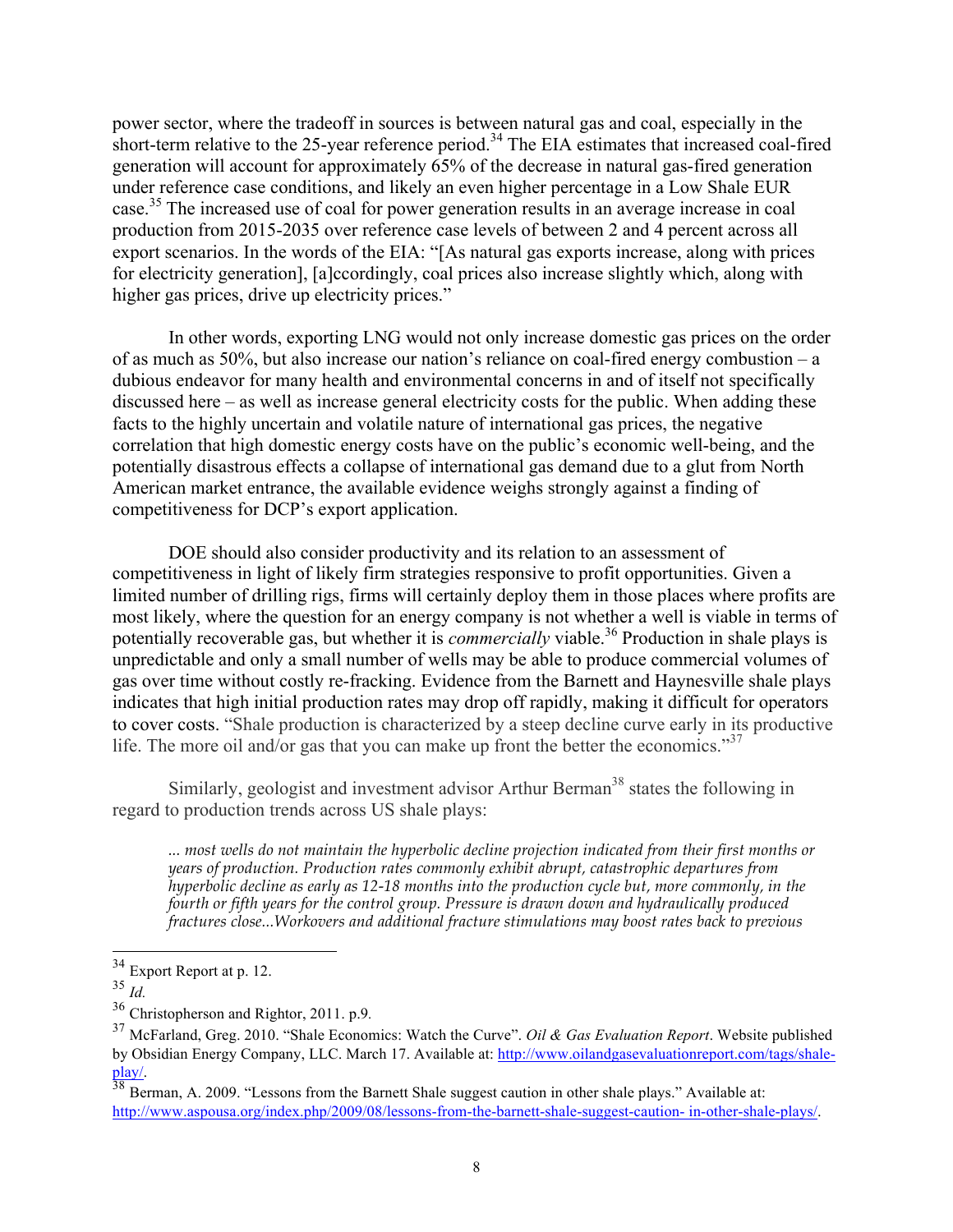power sector, where the tradeoff in sources is between natural gas and coal, especially in the short-term relative to the 25-year reference period.[34] The EIA estimates that increased coal-fired generation will account for approximately 65% of the decrease in natural gas-fired generation under reference case conditions, and likely an even higher percentage in a Low Shale EUR case.[35] The increased use of coal for power generation results in an average increase in coal production from 2015-2035 over reference case levels of between 2 and 4 percent across all export scenarios. In the words of the EIA: "[As natural gas exports increase, along with prices for electricity generation], [a]ccordingly, coal prices also increase slightly which, along with higher gas prices, drive up electricity prices."

In other words, exporting LNG would not only increase domestic gas prices on the order of as much as 50%, but also increase our nation's reliance on coal-fired energy combustion – a dubious endeavor for many health and environmental concerns in and of itself not specifically discussed here – as well as increase general electricity costs for the public. When adding these facts to the highly uncertain and volatile nature of international gas prices, the negative correlation that high domestic energy costs have on the public's economic well-being, and the potentially disastrous effects a collapse of international gas demand due to a glut from North American market entrance, the available evidence weighs strongly against a finding of competitiveness for DCP's export application.

DOE should also consider productivity and its relation to an assessment of competitiveness in light of likely firm strategies responsive to profit opportunities. Given a limited number of drilling rigs, firms will certainly deploy them in those places where profits are most likely, where the question for an energy company is not whether a well is viable in terms of potentially recoverable gas, but whether it is *commercially* viable.[36] Production in shale plays is unpredictable and only a small number of wells may be able to produce commercial volumes of gas over time without costly re-fracking. Evidence from the Barnett and Haynesville shale plays indicates that high initial production rates may drop off rapidly, making it difficult for operators to cover costs. "Shale production is characterized by a steep decline curve early in its productive life. The more oil and/or gas that you can make up front the better the economics."[37]

Similarly, geologist and investment advisor Arthur Berman[38] states the following in regard to production trends across US shale plays:

> *... most wells do not maintain the hyperbolic decline projection indicated from their first months or years of production. Production rates commonly exhibit abrupt, catastrophic departures from hyperbolic decline as early as 12-18 months into the production cycle but, more commonly, in the fourth or fifth years for the control group. Pressure is drawn down and hydraulically produced fractures close...Workovers and additional fracture stimulations may boost rates back to previous*

---

[34] Export Report at p. 12.

[35] *Id.*

[36] Christopherson and Rightor, 2011. p.9.

[37] McFarland, Greg. 2010. "Shale Economics: Watch the Curve". *Oil & Gas Evaluation Report*. Website published by Obsidian Energy Company, LLC. March 17. Available at: http://www.oilandgasevaluationreport.com/tags/shale-play/.

[38] Berman, A. 2009. "Lessons from the Barnett Shale suggest caution in other shale plays." Available at: http://www.aspousa.org/index.php/2009/08/lessons-from-the-barnett-shale-suggest-caution- in-other-shale-plays/.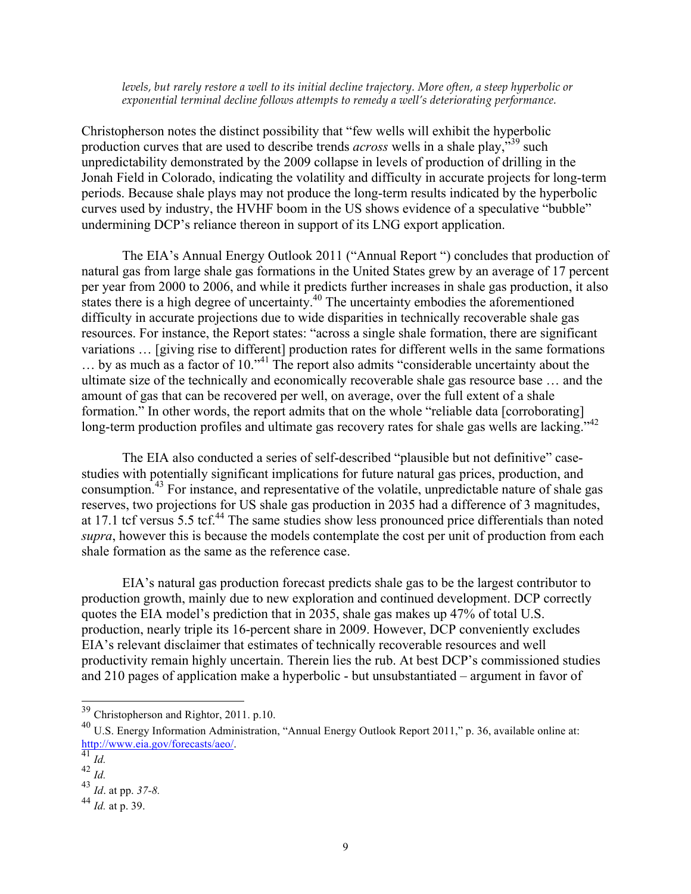*levels, but rarely restore a well to its initial decline trajectory. More often, a steep hyperbolic or exponential terminal decline follows attempts to remedy a well's deteriorating performance.*

Christopherson notes the distinct possibility that "few wells will exhibit the hyperbolic production curves that are used to describe trends *across* wells in a shale play,"[39] such unpredictability demonstrated by the 2009 collapse in levels of production of drilling in the Jonah Field in Colorado, indicating the volatility and difficulty in accurate projects for long-term periods. Because shale plays may not produce the long-term results indicated by the hyperbolic curves used by industry, the HVHF boom in the US shows evidence of a speculative "bubble" undermining DCP's reliance thereon in support of its LNG export application.

The EIA's Annual Energy Outlook 2011 ("Annual Report ") concludes that production of natural gas from large shale gas formations in the United States grew by an average of 17 percent per year from 2000 to 2006, and while it predicts further increases in shale gas production, it also states there is a high degree of uncertainty.[40] The uncertainty embodies the aforementioned difficulty in accurate projections due to wide disparities in technically recoverable shale gas resources. For instance, the Report states: "across a single shale formation, there are significant variations … [giving rise to different] production rates for different wells in the same formations … by as much as a factor of 10."[41] The report also admits "considerable uncertainty about the ultimate size of the technically and economically recoverable shale gas resource base … and the amount of gas that can be recovered per well, on average, over the full extent of a shale formation." In other words, the report admits that on the whole "reliable data [corroborating] long-term production profiles and ultimate gas recovery rates for shale gas wells are lacking."[42]

The EIA also conducted a series of self-described "plausible but not definitive" case-studies with potentially significant implications for future natural gas prices, production, and consumption.[43] For instance, and representative of the volatile, unpredictable nature of shale gas reserves, two projections for US shale gas production in 2035 had a difference of 3 magnitudes, at 17.1 tcf versus 5.5 tcf.[44] The same studies show less pronounced price differentials than noted *supra*, however this is because the models contemplate the cost per unit of production from each shale formation as the same as the reference case.

EIA's natural gas production forecast predicts shale gas to be the largest contributor to production growth, mainly due to new exploration and continued development. DCP correctly quotes the EIA model's prediction that in 2035, shale gas makes up 47% of total U.S. production, nearly triple its 16-percent share in 2009. However, DCP conveniently excludes EIA's relevant disclaimer that estimates of technically recoverable resources and well productivity remain highly uncertain. Therein lies the rub. At best DCP's commissioned studies and 210 pages of application make a hyperbolic - but unsubstantiated – argument in favor of

---

[39] Christopherson and Rightor, 2011. p.10.

[40] U.S. Energy Information Administration, "Annual Energy Outlook Report 2011," p. 36, available online at: http://www.eia.gov/forecasts/aeo/.

[41] *Id.*

[42] *Id.*

[43] *Id*. at pp. *37-8.*

[44] *Id.* at p. 39.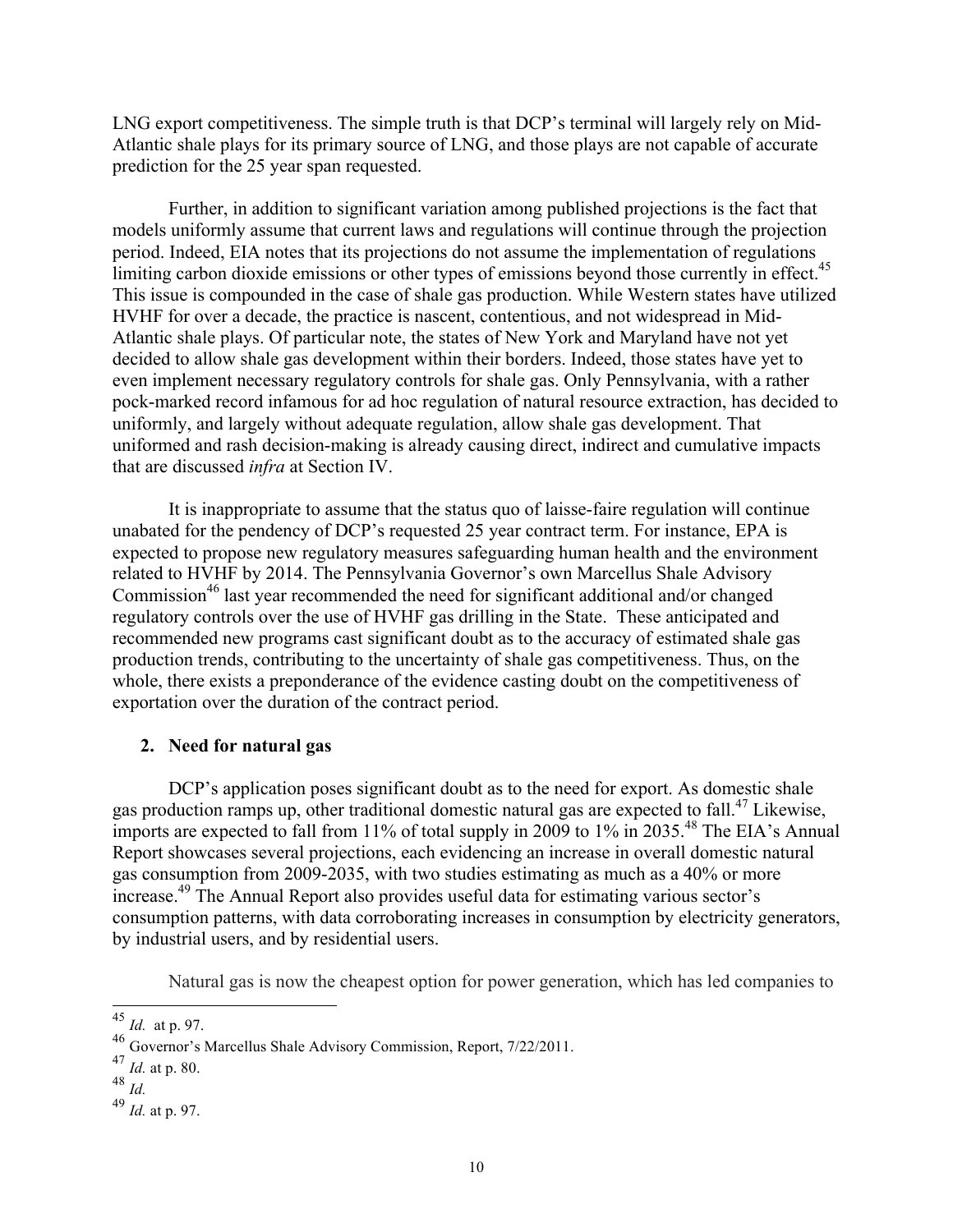LNG export competitiveness. The simple truth is that DCP's terminal will largely rely on Mid-Atlantic shale plays for its primary source of LNG, and those plays are not capable of accurate prediction for the 25 year span requested.

Further, in addition to significant variation among published projections is the fact that models uniformly assume that current laws and regulations will continue through the projection period. Indeed, EIA notes that its projections do not assume the implementation of regulations limiting carbon dioxide emissions or other types of emissions beyond those currently in effect.[45] This issue is compounded in the case of shale gas production. While Western states have utilized HVHF for over a decade, the practice is nascent, contentious, and not widespread in Mid-Atlantic shale plays. Of particular note, the states of New York and Maryland have not yet decided to allow shale gas development within their borders. Indeed, those states have yet to even implement necessary regulatory controls for shale gas. Only Pennsylvania, with a rather pock-marked record infamous for ad hoc regulation of natural resource extraction, has decided to uniformly, and largely without adequate regulation, allow shale gas development. That uniformed and rash decision-making is already causing direct, indirect and cumulative impacts that are discussed *infra* at Section IV.

It is inappropriate to assume that the status quo of laisse-faire regulation will continue unabated for the pendency of DCP's requested 25 year contract term. For instance, EPA is expected to propose new regulatory measures safeguarding human health and the environment related to HVHF by 2014. The Pennsylvania Governor's own Marcellus Shale Advisory Commission[46] last year recommended the need for significant additional and/or changed regulatory controls over the use of HVHF gas drilling in the State. These anticipated and recommended new programs cast significant doubt as to the accuracy of estimated shale gas production trends, contributing to the uncertainty of shale gas competitiveness. Thus, on the whole, there exists a preponderance of the evidence casting doubt on the competitiveness of exportation over the duration of the contract period.

**2. Need for natural gas**

DCP's application poses significant doubt as to the need for export. As domestic shale gas production ramps up, other traditional domestic natural gas are expected to fall.[47] Likewise, imports are expected to fall from 11% of total supply in 2009 to 1% in 2035.[48] The EIA's Annual Report showcases several projections, each evidencing an increase in overall domestic natural gas consumption from 2009-2035, with two studies estimating as much as a 40% or more increase.[49] The Annual Report also provides useful data for estimating various sector's consumption patterns, with data corroborating increases in consumption by electricity generators, by industrial users, and by residential users.

Natural gas is now the cheapest option for power generation, which has led companies to

---

[45] *Id.* at p. 97.

[46] Governor's Marcellus Shale Advisory Commission, Report, 7/22/2011.

[47] *Id.* at p. 80.

[48] *Id.*

[49] *Id.* at p. 97.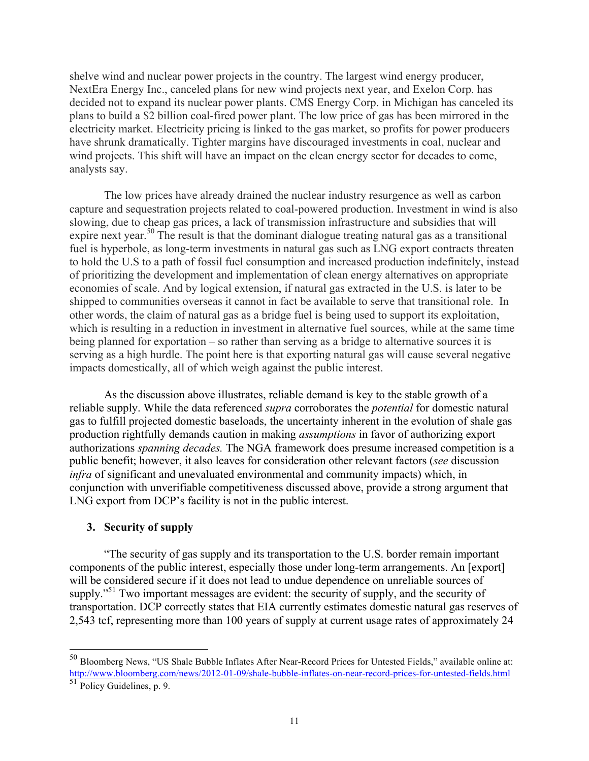shelve wind and nuclear power projects in the country. The largest wind energy producer, NextEra Energy Inc., canceled plans for new wind projects next year, and Exelon Corp. has decided not to expand its nuclear power plants. CMS Energy Corp. in Michigan has canceled its plans to build a $2 billion coal-fired power plant. The low price of gas has been mirrored in the electricity market. Electricity pricing is linked to the gas market, so profits for power producers have shrunk dramatically. Tighter margins have discouraged investments in coal, nuclear and wind projects. This shift will have an impact on the clean energy sector for decades to come, analysts say.

The low prices have already drained the nuclear industry resurgence as well as carbon capture and sequestration projects related to coal-powered production. Investment in wind is also slowing, due to cheap gas prices, a lack of transmission infrastructure and subsidies that will expire next year.[50] The result is that the dominant dialogue treating natural gas as a transitional fuel is hyperbole, as long-term investments in natural gas such as LNG export contracts threaten to hold the U.S to a path of fossil fuel consumption and increased production indefinitely, instead of prioritizing the development and implementation of clean energy alternatives on appropriate economies of scale. And by logical extension, if natural gas extracted in the U.S. is later to be shipped to communities overseas it cannot in fact be available to serve that transitional role. In other words, the claim of natural gas as a bridge fuel is being used to support its exploitation, which is resulting in a reduction in investment in alternative fuel sources, while at the same time being planned for exportation – so rather than serving as a bridge to alternative sources it is serving as a high hurdle. The point here is that exporting natural gas will cause several negative impacts domestically, all of which weigh against the public interest.

As the discussion above illustrates, reliable demand is key to the stable growth of a reliable supply. While the data referenced *supra* corroborates the *potential* for domestic natural gas to fulfill projected domestic baseloads, the uncertainty inherent in the evolution of shale gas production rightfully demands caution in making *assumptions* in favor of authorizing export authorizations *spanning decades.* The NGA framework does presume increased competition is a public benefit; however, it also leaves for consideration other relevant factors (*see* discussion *infra* of significant and unevaluated environmental and community impacts) which, in conjunction with unverifiable competitiveness discussed above, provide a strong argument that LNG export from DCP's facility is not in the public interest.

### 3. Security of supply

"The security of gas supply and its transportation to the U.S. border remain important components of the public interest, especially those under long-term arrangements. An [export] will be considered secure if it does not lead to undue dependence on unreliable sources of supply."[51] Two important messages are evident: the security of supply, and the security of transportation. DCP correctly states that EIA currently estimates domestic natural gas reserves of 2,543 tcf, representing more than 100 years of supply at current usage rates of approximately 24

---

[50] Bloomberg News, "US Shale Bubble Inflates After Near-Record Prices for Untested Fields," available online at: http://www.bloomberg.com/news/2012-01-09/shale-bubble-inflates-on-near-record-prices-for-untested-fields.html

[51] Policy Guidelines, p. 9.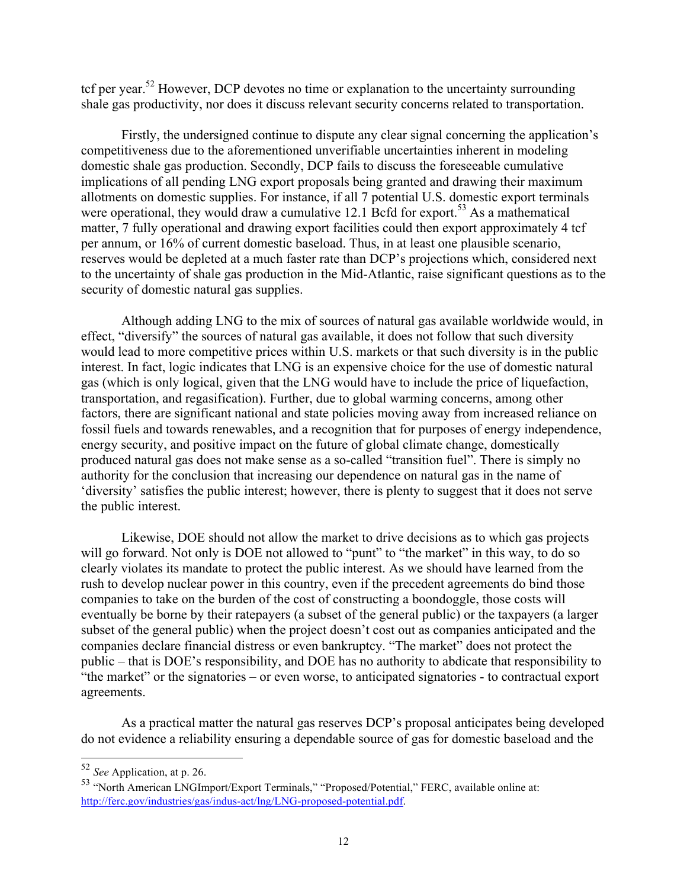tcf per year.[52] However, DCP devotes no time or explanation to the uncertainty surrounding shale gas productivity, nor does it discuss relevant security concerns related to transportation.

Firstly, the undersigned continue to dispute any clear signal concerning the application's competitiveness due to the aforementioned unverifiable uncertainties inherent in modeling domestic shale gas production. Secondly, DCP fails to discuss the foreseeable cumulative implications of all pending LNG export proposals being granted and drawing their maximum allotments on domestic supplies. For instance, if all 7 potential U.S. domestic export terminals were operational, they would draw a cumulative 12.1 Bcfd for export.[53] As a mathematical matter, 7 fully operational and drawing export facilities could then export approximately 4 tcf per annum, or 16% of current domestic baseload. Thus, in at least one plausible scenario, reserves would be depleted at a much faster rate than DCP's projections which, considered next to the uncertainty of shale gas production in the Mid-Atlantic, raise significant questions as to the security of domestic natural gas supplies.

Although adding LNG to the mix of sources of natural gas available worldwide would, in effect, "diversify" the sources of natural gas available, it does not follow that such diversity would lead to more competitive prices within U.S. markets or that such diversity is in the public interest. In fact, logic indicates that LNG is an expensive choice for the use of domestic natural gas (which is only logical, given that the LNG would have to include the price of liquefaction, transportation, and regasification). Further, due to global warming concerns, among other factors, there are significant national and state policies moving away from increased reliance on fossil fuels and towards renewables, and a recognition that for purposes of energy independence, energy security, and positive impact on the future of global climate change, domestically produced natural gas does not make sense as a so-called "transition fuel". There is simply no authority for the conclusion that increasing our dependence on natural gas in the name of 'diversity' satisfies the public interest; however, there is plenty to suggest that it does not serve the public interest.

Likewise, DOE should not allow the market to drive decisions as to which gas projects will go forward. Not only is DOE not allowed to "punt" to "the market" in this way, to do so clearly violates its mandate to protect the public interest. As we should have learned from the rush to develop nuclear power in this country, even if the precedent agreements do bind those companies to take on the burden of the cost of constructing a boondoggle, those costs will eventually be borne by their ratepayers (a subset of the general public) or the taxpayers (a larger subset of the general public) when the project doesn't cost out as companies anticipated and the companies declare financial distress or even bankruptcy. "The market" does not protect the public – that is DOE's responsibility, and DOE has no authority to abdicate that responsibility to "the market" or the signatories – or even worse, to anticipated signatories - to contractual export agreements.

As a practical matter the natural gas reserves DCP's proposal anticipates being developed do not evidence a reliability ensuring a dependable source of gas for domestic baseload and the

---

[52] *See* Application, at p. 26.

[53] "North American LNGImport/Export Terminals," "Proposed/Potential," FERC, available online at: http://ferc.gov/industries/gas/indus-act/lng/LNG-proposed-potential.pdf.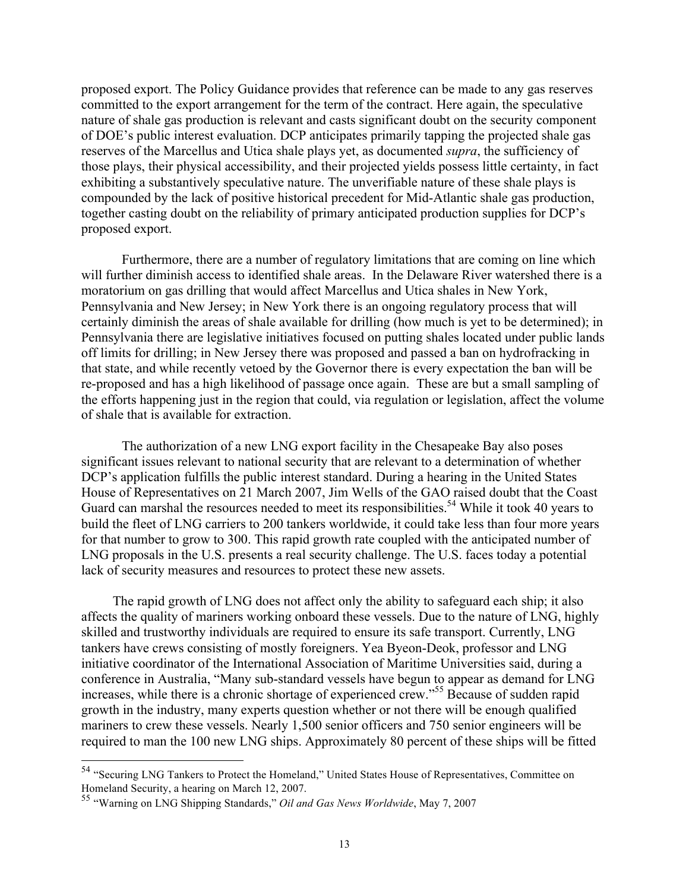proposed export. The Policy Guidance provides that reference can be made to any gas reserves committed to the export arrangement for the term of the contract. Here again, the speculative nature of shale gas production is relevant and casts significant doubt on the security component of DOE's public interest evaluation. DCP anticipates primarily tapping the projected shale gas reserves of the Marcellus and Utica shale plays yet, as documented *supra*, the sufficiency of those plays, their physical accessibility, and their projected yields possess little certainty, in fact exhibiting a substantively speculative nature. The unverifiable nature of these shale plays is compounded by the lack of positive historical precedent for Mid-Atlantic shale gas production, together casting doubt on the reliability of primary anticipated production supplies for DCP's proposed export.

Furthermore, there are a number of regulatory limitations that are coming on line which will further diminish access to identified shale areas. In the Delaware River watershed there is a moratorium on gas drilling that would affect Marcellus and Utica shales in New York, Pennsylvania and New Jersey; in New York there is an ongoing regulatory process that will certainly diminish the areas of shale available for drilling (how much is yet to be determined); in Pennsylvania there are legislative initiatives focused on putting shales located under public lands off limits for drilling; in New Jersey there was proposed and passed a ban on hydrofracking in that state, and while recently vetoed by the Governor there is every expectation the ban will be re-proposed and has a high likelihood of passage once again. These are but a small sampling of the efforts happening just in the region that could, via regulation or legislation, affect the volume of shale that is available for extraction.

The authorization of a new LNG export facility in the Chesapeake Bay also poses significant issues relevant to national security that are relevant to a determination of whether DCP's application fulfills the public interest standard. During a hearing in the United States House of Representatives on 21 March 2007, Jim Wells of the GAO raised doubt that the Coast Guard can marshal the resources needed to meet its responsibilities.[54] While it took 40 years to build the fleet of LNG carriers to 200 tankers worldwide, it could take less than four more years for that number to grow to 300. This rapid growth rate coupled with the anticipated number of LNG proposals in the U.S. presents a real security challenge. The U.S. faces today a potential lack of security measures and resources to protect these new assets.

The rapid growth of LNG does not affect only the ability to safeguard each ship; it also affects the quality of mariners working onboard these vessels. Due to the nature of LNG, highly skilled and trustworthy individuals are required to ensure its safe transport. Currently, LNG tankers have crews consisting of mostly foreigners. Yea Byeon-Deok, professor and LNG initiative coordinator of the International Association of Maritime Universities said, during a conference in Australia, "Many sub-standard vessels have begun to appear as demand for LNG increases, while there is a chronic shortage of experienced crew."[55] Because of sudden rapid growth in the industry, many experts question whether or not there will be enough qualified mariners to crew these vessels. Nearly 1,500 senior officers and 750 senior engineers will be required to man the 100 new LNG ships. Approximately 80 percent of these ships will be fitted

---

[54] "Securing LNG Tankers to Protect the Homeland," United States House of Representatives, Committee on Homeland Security, a hearing on March 12, 2007.

[55] "Warning on LNG Shipping Standards," *Oil and Gas News Worldwide*, May 7, 2007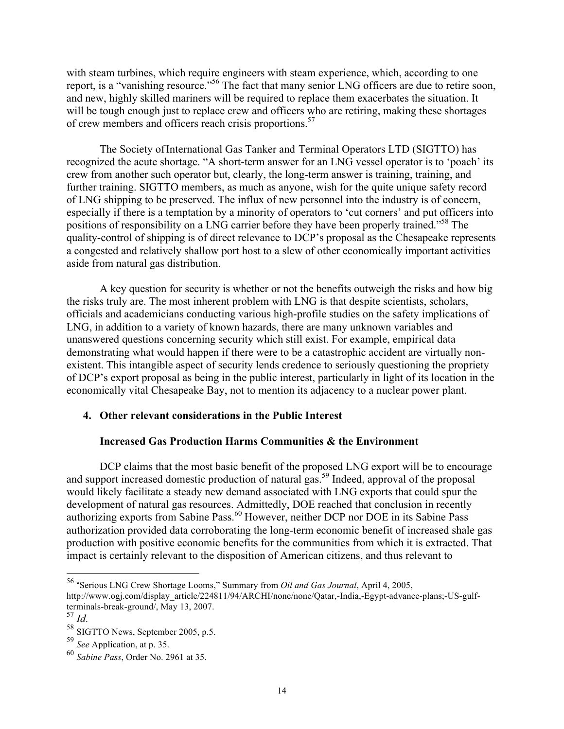with steam turbines, which require engineers with steam experience, which, according to one report, is a "vanishing resource."[56] The fact that many senior LNG officers are due to retire soon, and new, highly skilled mariners will be required to replace them exacerbates the situation. It will be tough enough just to replace crew and officers who are retiring, making these shortages of crew members and officers reach crisis proportions.[57]

The Society of International Gas Tanker and Terminal Operators LTD (SIGTTO) has recognized the acute shortage. "A short-term answer for an LNG vessel operator is to 'poach' its crew from another such operator but, clearly, the long-term answer is training, training, and further training. SIGTTO members, as much as anyone, wish for the quite unique safety record of LNG shipping to be preserved. The influx of new personnel into the industry is of concern, especially if there is a temptation by a minority of operators to 'cut corners' and put officers into positions of responsibility on a LNG carrier before they have been properly trained."[58] The quality-control of shipping is of direct relevance to DCP's proposal as the Chesapeake represents a congested and relatively shallow port host to a slew of other economically important activities aside from natural gas distribution.

A key question for security is whether or not the benefits outweigh the risks and how big the risks truly are. The most inherent problem with LNG is that despite scientists, scholars, officials and academicians conducting various high-profile studies on the safety implications of LNG, in addition to a variety of known hazards, there are many unknown variables and unanswered questions concerning security which still exist. For example, empirical data demonstrating what would happen if there were to be a catastrophic accident are virtually non-existent. This intangible aspect of security lends credence to seriously questioning the propriety of DCP's export proposal as being in the public interest, particularly in light of its location in the economically vital Chesapeake Bay, not to mention its adjacency to a nuclear power plant.

### 4. Other relevant considerations in the Public Interest

#### Increased Gas Production Harms Communities & the Environment

DCP claims that the most basic benefit of the proposed LNG export will be to encourage and support increased domestic production of natural gas.[59] Indeed, approval of the proposal would likely facilitate a steady new demand associated with LNG exports that could spur the development of natural gas resources. Admittedly, DOE reached that conclusion in recently authorizing exports from Sabine Pass.[60] However, neither DCP nor DOE in its Sabine Pass authorization provided data corroborating the long-term economic benefit of increased shale gas production with positive economic benefits for the communities from which it is extracted. That impact is certainly relevant to the disposition of American citizens, and thus relevant to

---

[56] "Serious LNG Crew Shortage Looms," Summary from *Oil and Gas Journal*, April 4, 2005, http://www.ogj.com/display_article/224811/94/ARCHI/none/none/Qatar,-India,-Egypt-advance-plans;-US-gulf-terminals-break-ground/, May 13, 2007.

[57] *Id.*

[58] SIGTTO News, September 2005, p.5.

[59] *See* Application, at p. 35.

[60] *Sabine Pass*, Order No. 2961 at 35.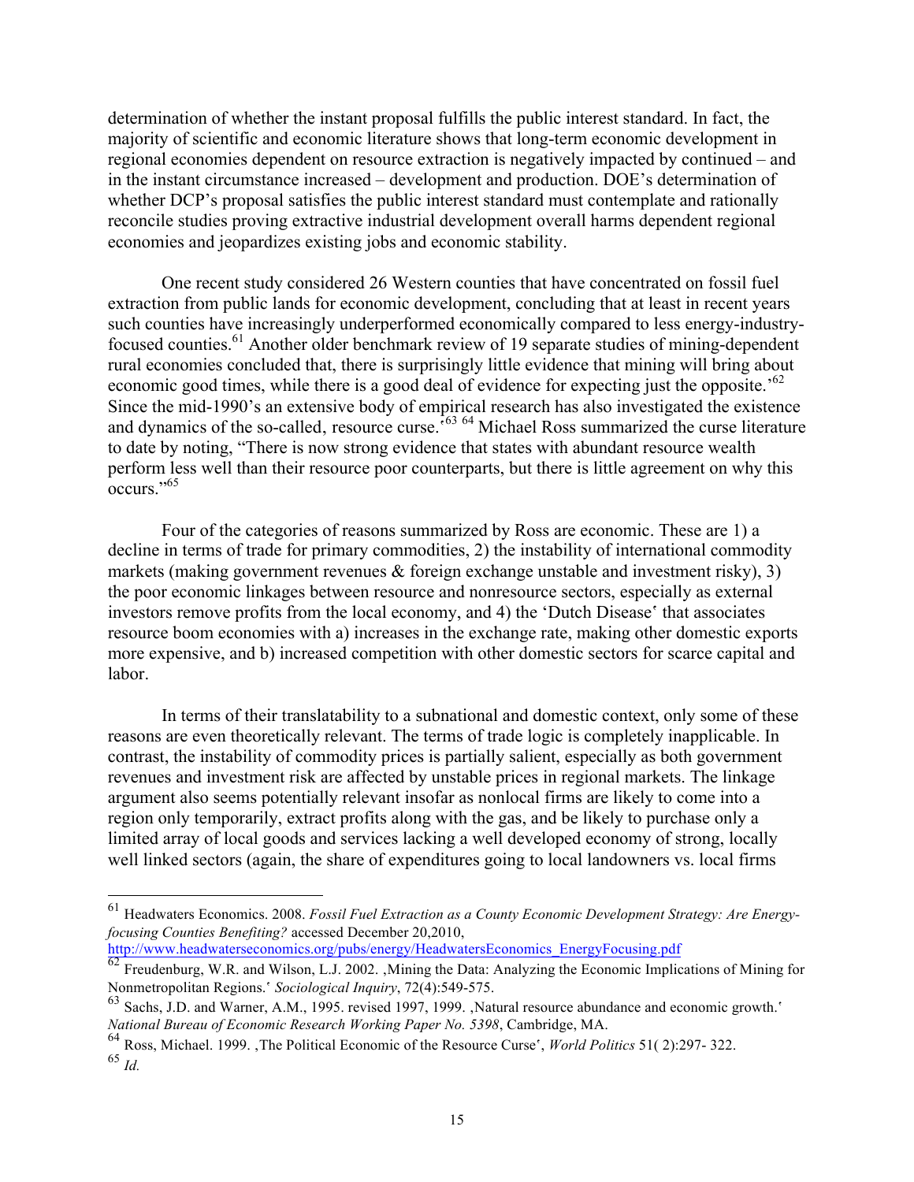determination of whether the instant proposal fulfills the public interest standard. In fact, the majority of scientific and economic literature shows that long-term economic development in regional economies dependent on resource extraction is negatively impacted by continued – and in the instant circumstance increased – development and production. DOE's determination of whether DCP's proposal satisfies the public interest standard must contemplate and rationally reconcile studies proving extractive industrial development overall harms dependent regional economies and jeopardizes existing jobs and economic stability.

One recent study considered 26 Western counties that have concentrated on fossil fuel extraction from public lands for economic development, concluding that at least in recent years such counties have increasingly underperformed economically compared to less energy-industry-focused counties.[61] Another older benchmark review of 19 separate studies of mining-dependent rural economies concluded that, there is surprisingly little evidence that mining will bring about economic good times, while there is a good deal of evidence for expecting just the opposite.'[62] Since the mid-1990's an extensive body of empirical research has also investigated the existence and dynamics of the so-called, resource curse.'[63] [64] Michael Ross summarized the curse literature to date by noting, "There is now strong evidence that states with abundant resource wealth perform less well than their resource poor counterparts, but there is little agreement on why this occurs."[65]

Four of the categories of reasons summarized by Ross are economic. These are 1) a decline in terms of trade for primary commodities, 2) the instability of international commodity markets (making government revenues & foreign exchange unstable and investment risky), 3) the poor economic linkages between resource and nonresource sectors, especially as external investors remove profits from the local economy, and 4) the 'Dutch Disease' that associates resource boom economies with a) increases in the exchange rate, making other domestic exports more expensive, and b) increased competition with other domestic sectors for scarce capital and labor.

In terms of their translatability to a subnational and domestic context, only some of these reasons are even theoretically relevant. The terms of trade logic is completely inapplicable. In contrast, the instability of commodity prices is partially salient, especially as both government revenues and investment risk are affected by unstable prices in regional markets. The linkage argument also seems potentially relevant insofar as nonlocal firms are likely to come into a region only temporarily, extract profits along with the gas, and be likely to purchase only a limited array of local goods and services lacking a well developed economy of strong, locally well linked sectors (again, the share of expenditures going to local landowners vs. local firms

---

[61] Headwaters Economics. 2008. *Fossil Fuel Extraction as a County Economic Development Strategy: Are Energy-focusing Counties Benefiting?* accessed December 20,2010, http://www.headwaterseconomics.org/pubs/energy/HeadwatersEconomics_EnergyFocusing.pdf

[62] Freudenburg, W.R. and Wilson, L.J. 2002. ,Mining the Data: Analyzing the Economic Implications of Mining for Nonmetropolitan Regions.' *Sociological Inquiry*, 72(4):549-575.

[63] Sachs, J.D. and Warner, A.M., 1995. revised 1997, 1999. ,Natural resource abundance and economic growth.' *National Bureau of Economic Research Working Paper No. 5398*, Cambridge, MA.

[64] Ross, Michael. 1999. ,The Political Economic of the Resource Curse', *World Politics* 51( 2):297- 322.

[65] *Id.*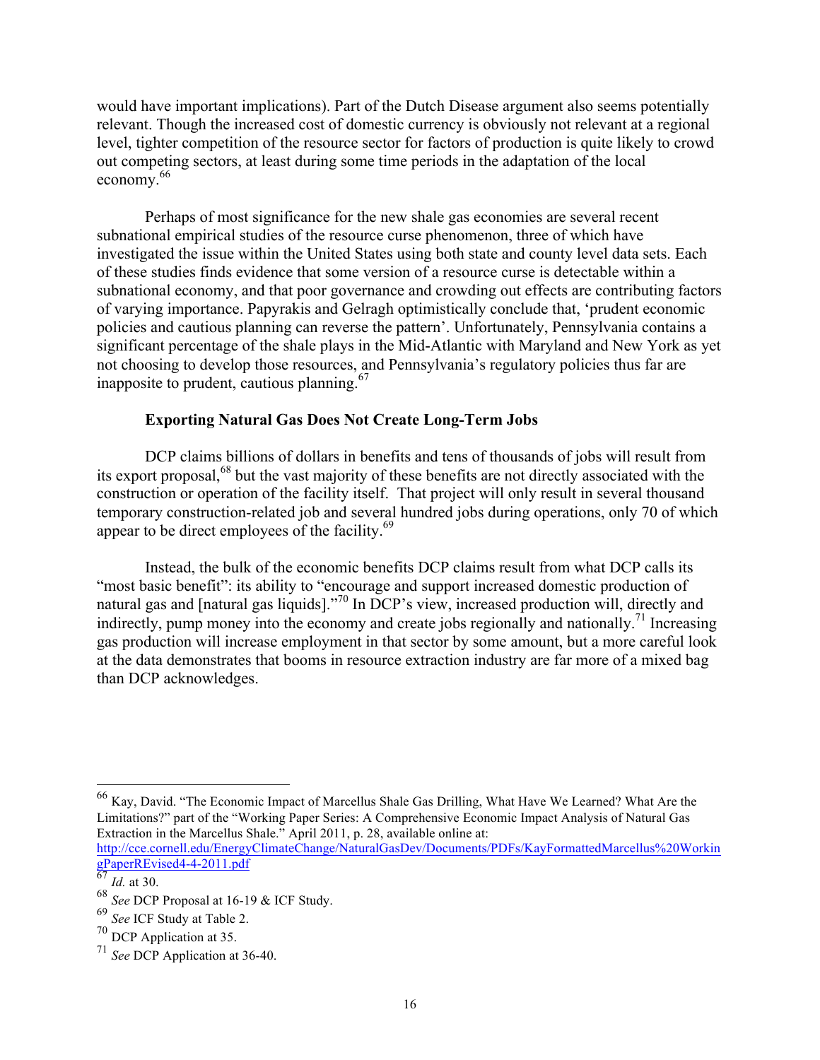would have important implications). Part of the Dutch Disease argument also seems potentially relevant. Though the increased cost of domestic currency is obviously not relevant at a regional level, tighter competition of the resource sector for factors of production is quite likely to crowd out competing sectors, at least during some time periods in the adaptation of the local economy.[66]

Perhaps of most significance for the new shale gas economies are several recent subnational empirical studies of the resource curse phenomenon, three of which have investigated the issue within the United States using both state and county level data sets. Each of these studies finds evidence that some version of a resource curse is detectable within a subnational economy, and that poor governance and crowding out effects are contributing factors of varying importance. Papyrakis and Gelragh optimistically conclude that, 'prudent economic policies and cautious planning can reverse the pattern'. Unfortunately, Pennsylvania contains a significant percentage of the shale plays in the Mid-Atlantic with Maryland and New York as yet not choosing to develop those resources, and Pennsylvania's regulatory policies thus far are inapposite to prudent, cautious planning.[67]

**Exporting Natural Gas Does Not Create Long-Term Jobs**

DCP claims billions of dollars in benefits and tens of thousands of jobs will result from its export proposal,[68] but the vast majority of these benefits are not directly associated with the construction or operation of the facility itself. That project will only result in several thousand temporary construction-related job and several hundred jobs during operations, only 70 of which appear to be direct employees of the facility.[69]

Instead, the bulk of the economic benefits DCP claims result from what DCP calls its "most basic benefit": its ability to "encourage and support increased domestic production of natural gas and [natural gas liquids]."[70] In DCP's view, increased production will, directly and indirectly, pump money into the economy and create jobs regionally and nationally.[71] Increasing gas production will increase employment in that sector by some amount, but a more careful look at the data demonstrates that booms in resource extraction industry are far more of a mixed bag than DCP acknowledges.

---

[66] Kay, David. "The Economic Impact of Marcellus Shale Gas Drilling, What Have We Learned? What Are the Limitations?" part of the "Working Paper Series: A Comprehensive Economic Impact Analysis of Natural Gas Extraction in the Marcellus Shale." April 2011, p. 28, available online at: http://cce.cornell.edu/EnergyClimateChange/NaturalGasDev/Documents/PDFs/KayFormattedMarcellus%20WorkingPaperREvised4-4-2011.pdf

[67] *Id.* at 30.

[68] *See* DCP Proposal at 16-19 & ICF Study.

[69] *See* ICF Study at Table 2.

[70] DCP Application at 35.

[71] *See* DCP Application at 36-40.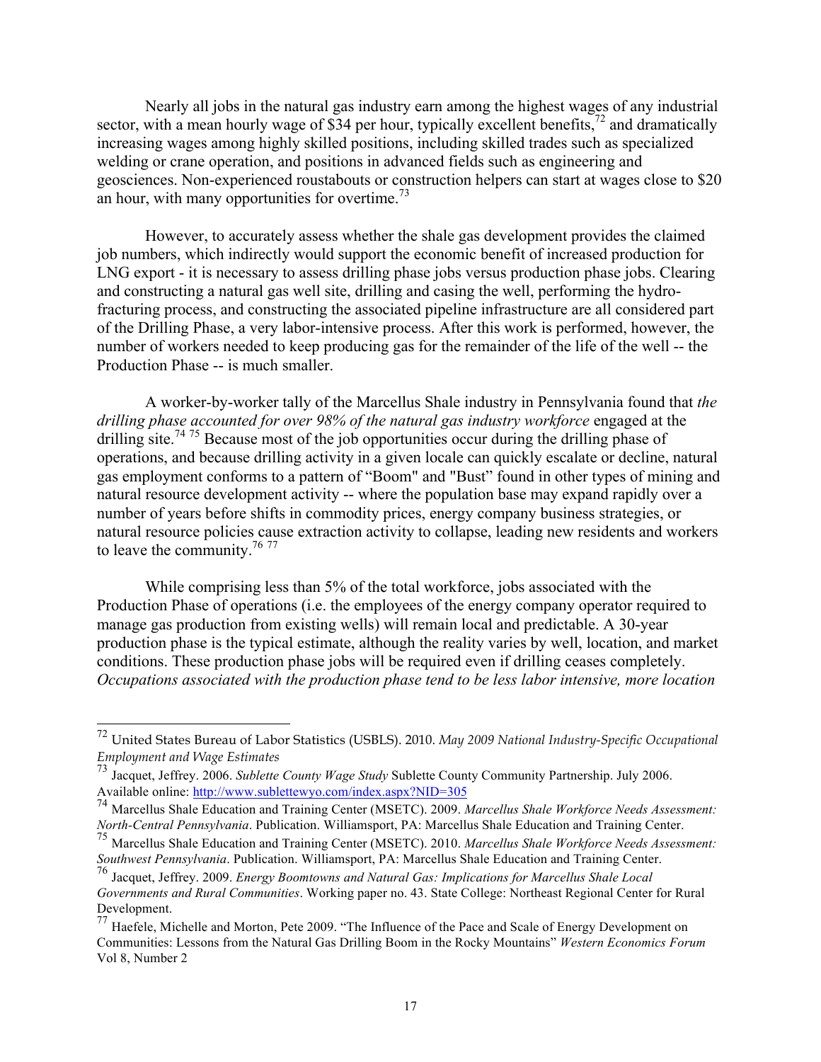Nearly all jobs in the natural gas industry earn among the highest wages of any industrial sector, with a mean hourly wage of $34 per hour, typically excellent benefits,[72] and dramatically increasing wages among highly skilled positions, including skilled trades such as specialized welding or crane operation, and positions in advanced fields such as engineering and geosciences. Non-experienced roustabouts or construction helpers can start at wages close to $20 an hour, with many opportunities for overtime.[73]

However, to accurately assess whether the shale gas development provides the claimed job numbers, which indirectly would support the economic benefit of increased production for LNG export - it is necessary to assess drilling phase jobs versus production phase jobs. Clearing and constructing a natural gas well site, drilling and casing the well, performing the hydro-fracturing process, and constructing the associated pipeline infrastructure are all considered part of the Drilling Phase, a very labor-intensive process. After this work is performed, however, the number of workers needed to keep producing gas for the remainder of the life of the well -- the Production Phase -- is much smaller.

A worker-by-worker tally of the Marcellus Shale industry in Pennsylvania found that *the drilling phase accounted for over 98% of the natural gas industry workforce* engaged at the drilling site.[74] [75] Because most of the job opportunities occur during the drilling phase of operations, and because drilling activity in a given locale can quickly escalate or decline, natural gas employment conforms to a pattern of “Boom" and "Bust” found in other types of mining and natural resource development activity -- where the population base may expand rapidly over a number of years before shifts in commodity prices, energy company business strategies, or natural resource policies cause extraction activity to collapse, leading new residents and workers to leave the community.[76] [77]

While comprising less than 5% of the total workforce, jobs associated with the Production Phase of operations (i.e. the employees of the energy company operator required to manage gas production from existing wells) will remain local and predictable. A 30-year production phase is the typical estimate, although the reality varies by well, location, and market conditions. These production phase jobs will be required even if drilling ceases completely. *Occupations associated with the production phase tend to be less labor intensive, more location*

---

[72] United States Bureau of Labor Statistics (USBLS). 2010. *May 2009 National Industry-Specific Occupational Employment and Wage Estimates*

[73] Jacquet, Jeffrey. 2006. *Sublette County Wage Study* Sublette County Community Partnership. July 2006. Available online: http://www.sublettewyo.com/index.aspx?NID=305

[74] Marcellus Shale Education and Training Center (MSETC). 2009. *Marcellus Shale Workforce Needs Assessment: North-Central Pennsylvania*. Publication. Williamsport, PA: Marcellus Shale Education and Training Center.

[75] Marcellus Shale Education and Training Center (MSETC). 2010. *Marcellus Shale Workforce Needs Assessment: Southwest Pennsylvania*. Publication. Williamsport, PA: Marcellus Shale Education and Training Center.

[76] Jacquet, Jeffrey. 2009. *Energy Boomtowns and Natural Gas: Implications for Marcellus Shale Local Governments and Rural Communities*. Working paper no. 43. State College: Northeast Regional Center for Rural Development.

[77] Haefele, Michelle and Morton, Pete 2009. “The Influence of the Pace and Scale of Energy Development on Communities: Lessons from the Natural Gas Drilling Boom in the Rocky Mountains” *Western Economics Forum* Vol 8, Number 2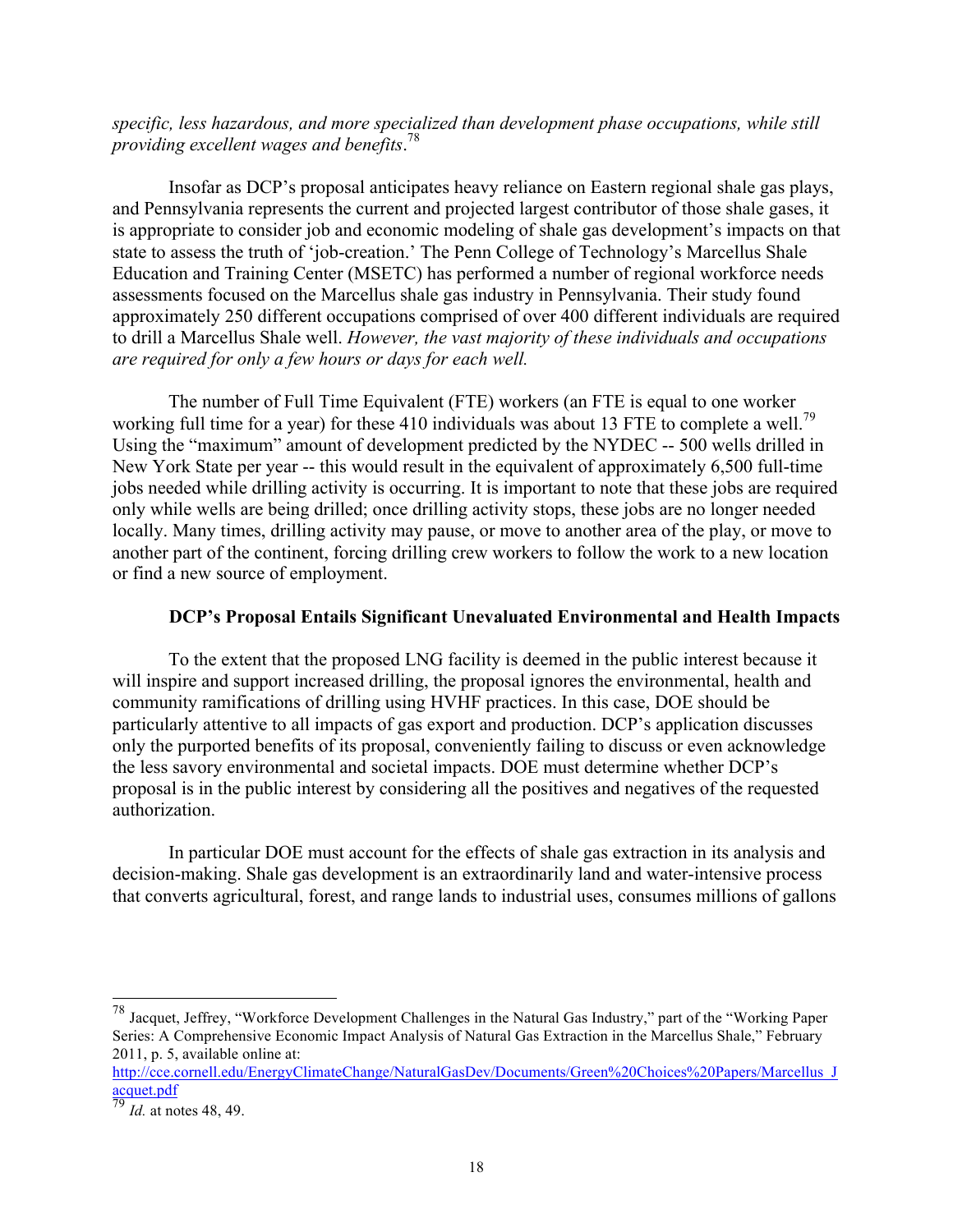*specific, less hazardous, and more specialized than development phase occupations, while still providing excellent wages and benefits*.[78]

Insofar as DCP's proposal anticipates heavy reliance on Eastern regional shale gas plays, and Pennsylvania represents the current and projected largest contributor of those shale gases, it is appropriate to consider job and economic modeling of shale gas development's impacts on that state to assess the truth of 'job-creation.' The Penn College of Technology's Marcellus Shale Education and Training Center (MSETC) has performed a number of regional workforce needs assessments focused on the Marcellus shale gas industry in Pennsylvania. Their study found approximately 250 different occupations comprised of over 400 different individuals are required to drill a Marcellus Shale well. *However, the vast majority of these individuals and occupations are required for only a few hours or days for each well.*

The number of Full Time Equivalent (FTE) workers (an FTE is equal to one worker working full time for a year) for these 410 individuals was about 13 FTE to complete a well.[79] Using the "maximum" amount of development predicted by the NYDEC -- 500 wells drilled in New York State per year -- this would result in the equivalent of approximately 6,500 full-time jobs needed while drilling activity is occurring. It is important to note that these jobs are required only while wells are being drilled; once drilling activity stops, these jobs are no longer needed locally. Many times, drilling activity may pause, or move to another area of the play, or move to another part of the continent, forcing drilling crew workers to follow the work to a new location or find a new source of employment.

### DCP's Proposal Entails Significant Unevaluated Environmental and Health Impacts

To the extent that the proposed LNG facility is deemed in the public interest because it will inspire and support increased drilling, the proposal ignores the environmental, health and community ramifications of drilling using HVHF practices. In this case, DOE should be particularly attentive to all impacts of gas export and production. DCP's application discusses only the purported benefits of its proposal, conveniently failing to discuss or even acknowledge the less savory environmental and societal impacts. DOE must determine whether DCP's proposal is in the public interest by considering all the positives and negatives of the requested authorization.

In particular DOE must account for the effects of shale gas extraction in its analysis and decision-making. Shale gas development is an extraordinarily land and water-intensive process that converts agricultural, forest, and range lands to industrial uses, consumes millions of gallons

---

[78] Jacquet, Jeffrey, "Workforce Development Challenges in the Natural Gas Industry," part of the "Working Paper Series: A Comprehensive Economic Impact Analysis of Natural Gas Extraction in the Marcellus Shale," February 2011, p. 5, available online at: http://cce.cornell.edu/EnergyClimateChange/NaturalGasDev/Documents/Green%20Choices%20Papers/Marcellus_Jacquet.pdf

[79] *Id.* at notes 48, 49.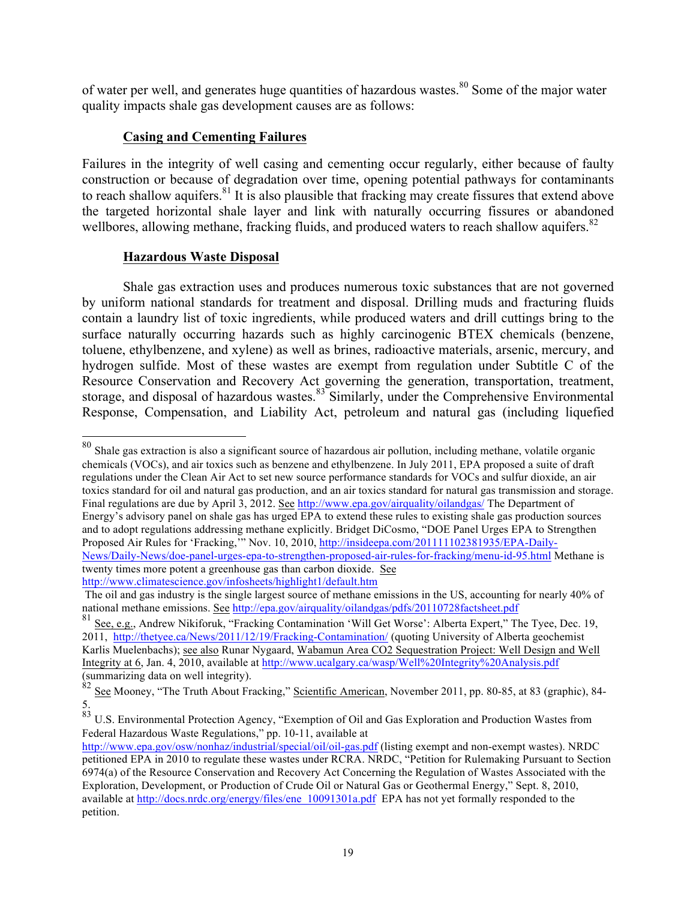of water per well, and generates huge quantities of hazardous wastes.[80] Some of the major water quality impacts shale gas development causes are as follows:

**Casing and Cementing Failures**

Failures in the integrity of well casing and cementing occur regularly, either because of faulty construction or because of degradation over time, opening potential pathways for contaminants to reach shallow aquifers.[81] It is also plausible that fracking may create fissures that extend above the targeted horizontal shale layer and link with naturally occurring fissures or abandoned wellbores, allowing methane, fracking fluids, and produced waters to reach shallow aquifers.[82]

**Hazardous Waste Disposal**

Shale gas extraction uses and produces numerous toxic substances that are not governed by uniform national standards for treatment and disposal. Drilling muds and fracturing fluids contain a laundry list of toxic ingredients, while produced waters and drill cuttings bring to the surface naturally occurring hazards such as highly carcinogenic BTEX chemicals (benzene, toluene, ethylbenzene, and xylene) as well as brines, radioactive materials, arsenic, mercury, and hydrogen sulfide. Most of these wastes are exempt from regulation under Subtitle C of the Resource Conservation and Recovery Act governing the generation, transportation, treatment, storage, and disposal of hazardous wastes.[83] Similarly, under the Comprehensive Environmental Response, Compensation, and Liability Act, petroleum and natural gas (including liquefied

---

[80] Shale gas extraction is also a significant source of hazardous air pollution, including methane, volatile organic chemicals (VOCs), and air toxics such as benzene and ethylbenzene. In July 2011, EPA proposed a suite of draft regulations under the Clean Air Act to set new source performance standards for VOCs and sulfur dioxide, an air toxics standard for oil and natural gas production, and an air toxics standard for natural gas transmission and storage. Final regulations are due by April 3, 2012. See http://www.epa.gov/airquality/oilandgas/ The Department of Energy's advisory panel on shale gas has urged EPA to extend these rules to existing shale gas production sources and to adopt regulations addressing methane explicitly. Bridget DiCosmo, "DOE Panel Urges EPA to Strengthen Proposed Air Rules for 'Fracking,'" Nov. 10, 2010, http://insideepa.com/201111102381935/EPA-Daily-News/Daily-News/doe-panel-urges-epa-to-strengthen-proposed-air-rules-for-fracking/menu-id-95.html Methane is twenty times more potent a greenhouse gas than carbon dioxide. See http://www.climatescience.gov/infosheets/highlight1/default.htm

The oil and gas industry is the single largest source of methane emissions in the US, accounting for nearly 40% of national methane emissions. See http://epa.gov/airquality/oilandgas/pdfs/20110728factsheet.pdf

[81] See, e.g., Andrew Nikiforuk, "Fracking Contamination 'Will Get Worse': Alberta Expert," The Tyee, Dec. 19, 2011, http://thetyee.ca/News/2011/12/19/Fracking-Contamination/ (quoting University of Alberta geochemist Karlis Muelenbachs); see also Runar Nygaard, Wabamun Area CO2 Sequestration Project: Well Design and Well Integrity at 6, Jan. 4, 2010, available at http://www.ucalgary.ca/wasp/Well%20Integrity%20Analysis.pdf (summarizing data on well integrity).

[82] See Mooney, "The Truth About Fracking," Scientific American, November 2011, pp. 80-85, at 83 (graphic), 84-5.

[83] U.S. Environmental Protection Agency, "Exemption of Oil and Gas Exploration and Production Wastes from Federal Hazardous Waste Regulations," pp. 10-11, available at http://www.epa.gov/osw/nonhaz/industrial/special/oil/oil-gas.pdf (listing exempt and non-exempt wastes). NRDC petitioned EPA in 2010 to regulate these wastes under RCRA. NRDC, "Petition for Rulemaking Pursuant to Section 6974(a) of the Resource Conservation and Recovery Act Concerning the Regulation of Wastes Associated with the Exploration, Development, or Production of Crude Oil or Natural Gas or Geothermal Energy," Sept. 8, 2010, available at http://docs.nrdc.org/energy/files/ene_10091301a.pdf EPA has not yet formally responded to the petition.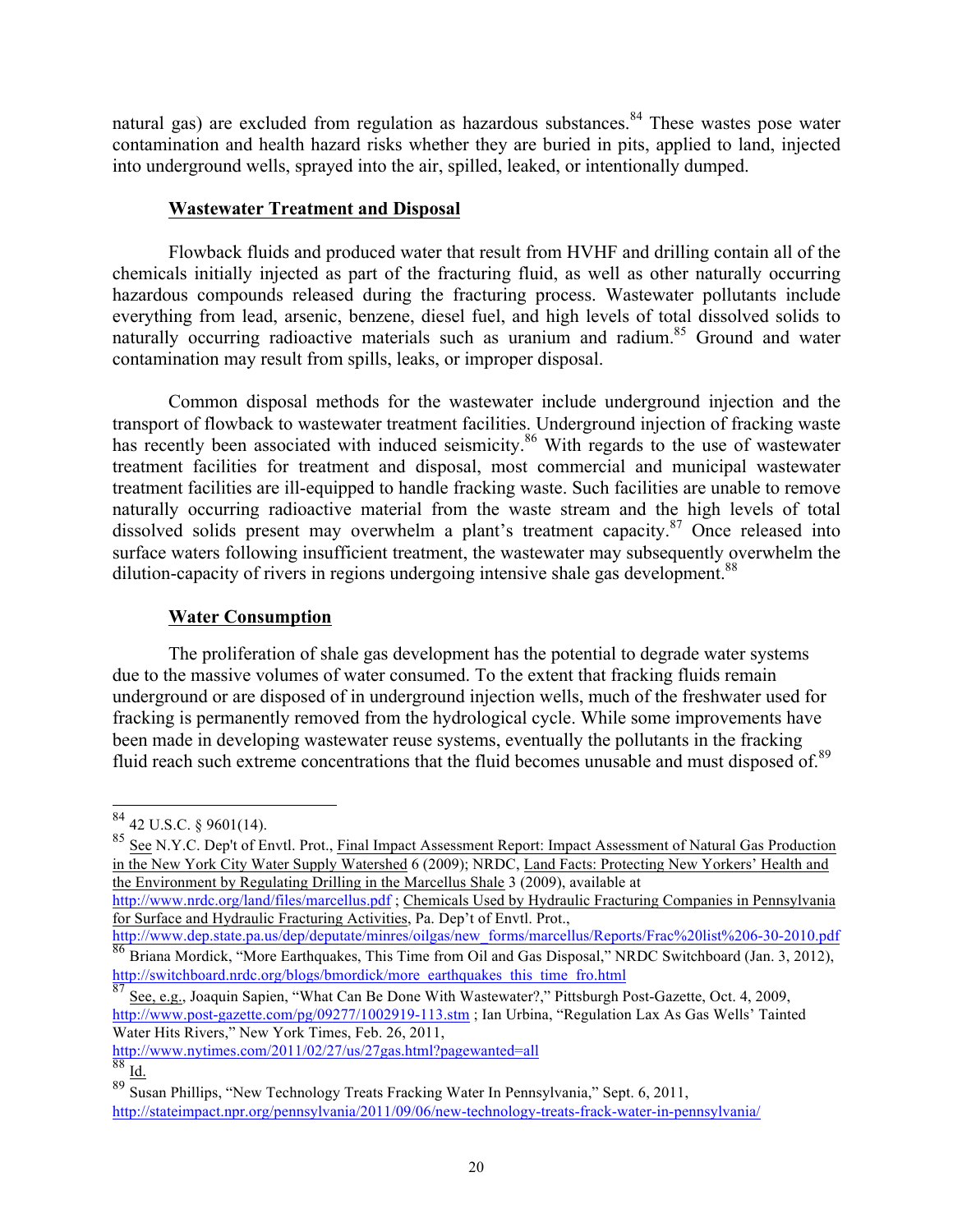natural gas) are excluded from regulation as hazardous substances.[84] These wastes pose water contamination and health hazard risks whether they are buried in pits, applied to land, injected into underground wells, sprayed into the air, spilled, leaked, or intentionally dumped.

**Wastewater Treatment and Disposal**

Flowback fluids and produced water that result from HVHF and drilling contain all of the chemicals initially injected as part of the fracturing fluid, as well as other naturally occurring hazardous compounds released during the fracturing process. Wastewater pollutants include everything from lead, arsenic, benzene, diesel fuel, and high levels of total dissolved solids to naturally occurring radioactive materials such as uranium and radium.[85] Ground and water contamination may result from spills, leaks, or improper disposal.

Common disposal methods for the wastewater include underground injection and the transport of flowback to wastewater treatment facilities. Underground injection of fracking waste has recently been associated with induced seismicity.[86] With regards to the use of wastewater treatment facilities for treatment and disposal, most commercial and municipal wastewater treatment facilities are ill-equipped to handle fracking waste. Such facilities are unable to remove naturally occurring radioactive material from the waste stream and the high levels of total dissolved solids present may overwhelm a plant's treatment capacity.[87] Once released into surface waters following insufficient treatment, the wastewater may subsequently overwhelm the dilution-capacity of rivers in regions undergoing intensive shale gas development.[88]

**Water Consumption**

The proliferation of shale gas development has the potential to degrade water systems due to the massive volumes of water consumed. To the extent that fracking fluids remain underground or are disposed of in underground injection wells, much of the freshwater used for fracking is permanently removed from the hydrological cycle. While some improvements have been made in developing wastewater reuse systems, eventually the pollutants in the fracking fluid reach such extreme concentrations that the fluid becomes unusable and must disposed of.[89]

---

[84] 42 U.S.C. § 9601(14).

[85] See N.Y.C. Dep't of Envtl. Prot., Final Impact Assessment Report: Impact Assessment of Natural Gas Production in the New York City Water Supply Watershed 6 (2009); NRDC, Land Facts: Protecting New Yorkers' Health and the Environment by Regulating Drilling in the Marcellus Shale 3 (2009), available at http://www.nrdc.org/land/files/marcellus.pdf ; Chemicals Used by Hydraulic Fracturing Companies in Pennsylvania for Surface and Hydraulic Fracturing Activities, Pa. Dep't of Envtl. Prot., http://www.dep.state.pa.us/dep/deputate/minres/oilgas/new_forms/marcellus/Reports/Frac%20list%206-30-2010.pdf

[86] Briana Mordick, "More Earthquakes, This Time from Oil and Gas Disposal," NRDC Switchboard (Jan. 3, 2012), http://switchboard.nrdc.org/blogs/bmordick/more_earthquakes_this_time_fro.html

[87] See, e.g., Joaquin Sapien, "What Can Be Done With Wastewater?," Pittsburgh Post-Gazette, Oct. 4, 2009, http://www.post-gazette.com/pg/09277/1002919-113.stm ; Ian Urbina, "Regulation Lax As Gas Wells' Tainted Water Hits Rivers," New York Times, Feb. 26, 2011, http://www.nytimes.com/2011/02/27/us/27gas.html?pagewanted=all

[88] Id.

[89] Susan Phillips, "New Technology Treats Fracking Water In Pennsylvania," Sept. 6, 2011, http://stateimpact.npr.org/pennsylvania/2011/09/06/new-technology-treats-frack-water-in-pennsylvania/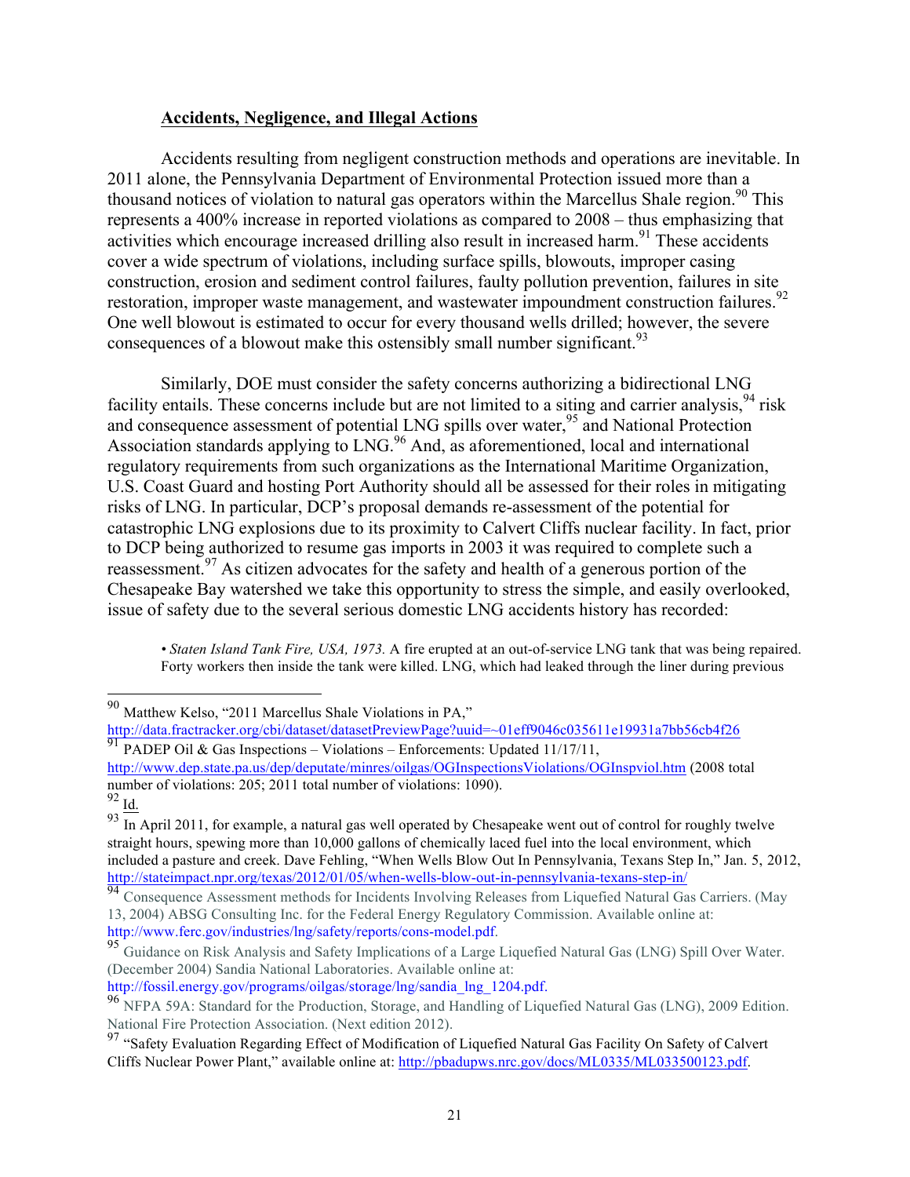**Accidents, Negligence, and Illegal Actions**

Accidents resulting from negligent construction methods and operations are inevitable. In 2011 alone, the Pennsylvania Department of Environmental Protection issued more than a thousand notices of violation to natural gas operators within the Marcellus Shale region.[90] This represents a 400% increase in reported violations as compared to 2008 – thus emphasizing that activities which encourage increased drilling also result in increased harm.[91] These accidents cover a wide spectrum of violations, including surface spills, blowouts, improper casing construction, erosion and sediment control failures, faulty pollution prevention, failures in site restoration, improper waste management, and wastewater impoundment construction failures.[92] One well blowout is estimated to occur for every thousand wells drilled; however, the severe consequences of a blowout make this ostensibly small number significant.[93]

Similarly, DOE must consider the safety concerns authorizing a bidirectional LNG facility entails. These concerns include but are not limited to a siting and carrier analysis,[94] risk and consequence assessment of potential LNG spills over water,[95] and National Protection Association standards applying to LNG.[96] And, as aforementioned, local and international regulatory requirements from such organizations as the International Maritime Organization, U.S. Coast Guard and hosting Port Authority should all be assessed for their roles in mitigating risks of LNG. In particular, DCP's proposal demands re-assessment of the potential for catastrophic LNG explosions due to its proximity to Calvert Cliffs nuclear facility. In fact, prior to DCP being authorized to resume gas imports in 2003 it was required to complete such a reassessment.[97] As citizen advocates for the safety and health of a generous portion of the Chesapeake Bay watershed we take this opportunity to stress the simple, and easily overlooked, issue of safety due to the several serious domestic LNG accidents history has recorded:

- *Staten Island Tank Fire, USA, 1973.* A fire erupted at an out-of-service LNG tank that was being repaired. Forty workers then inside the tank were killed. LNG, which had leaked through the liner during previous

---

[90] Matthew Kelso, "2011 Marcellus Shale Violations in PA," http://data.fractracker.org/cbi/dataset/datasetPreviewPage?uuid=~01eff9046c035611e19931a7bb56cb4f26

[91] PADEP Oil & Gas Inspections – Violations – Enforcements: Updated 11/17/11, http://www.dep.state.pa.us/dep/deputate/minres/oilgas/OGInspectionsViolations/OGInspviol.htm (2008 total number of violations: 205; 2011 total number of violations: 1090).

[92] Id.

[93] In April 2011, for example, a natural gas well operated by Chesapeake went out of control for roughly twelve straight hours, spewing more than 10,000 gallons of chemically laced fuel into the local environment, which included a pasture and creek. Dave Fehling, "When Wells Blow Out In Pennsylvania, Texans Step In," Jan. 5, 2012, http://stateimpact.npr.org/texas/2012/01/05/when-wells-blow-out-in-pennsylvania-texans-step-in/

[94] Consequence Assessment methods for Incidents Involving Releases from Liquefied Natural Gas Carriers. (May 13, 2004) ABSG Consulting Inc. for the Federal Energy Regulatory Commission. Available online at: http://www.ferc.gov/industries/lng/safety/reports/cons-model.pdf.

[95] Guidance on Risk Analysis and Safety Implications of a Large Liquefied Natural Gas (LNG) Spill Over Water. (December 2004) Sandia National Laboratories. Available online at: http://fossil.energy.gov/programs/oilgas/storage/lng/sandia_lng_1204.pdf.

[96] NFPA 59A: Standard for the Production, Storage, and Handling of Liquefied Natural Gas (LNG), 2009 Edition. National Fire Protection Association. (Next edition 2012).

[97] "Safety Evaluation Regarding Effect of Modification of Liquefied Natural Gas Facility On Safety of Calvert Cliffs Nuclear Power Plant," available online at: http://pbadupws.nrc.gov/docs/ML0335/ML033500123.pdf.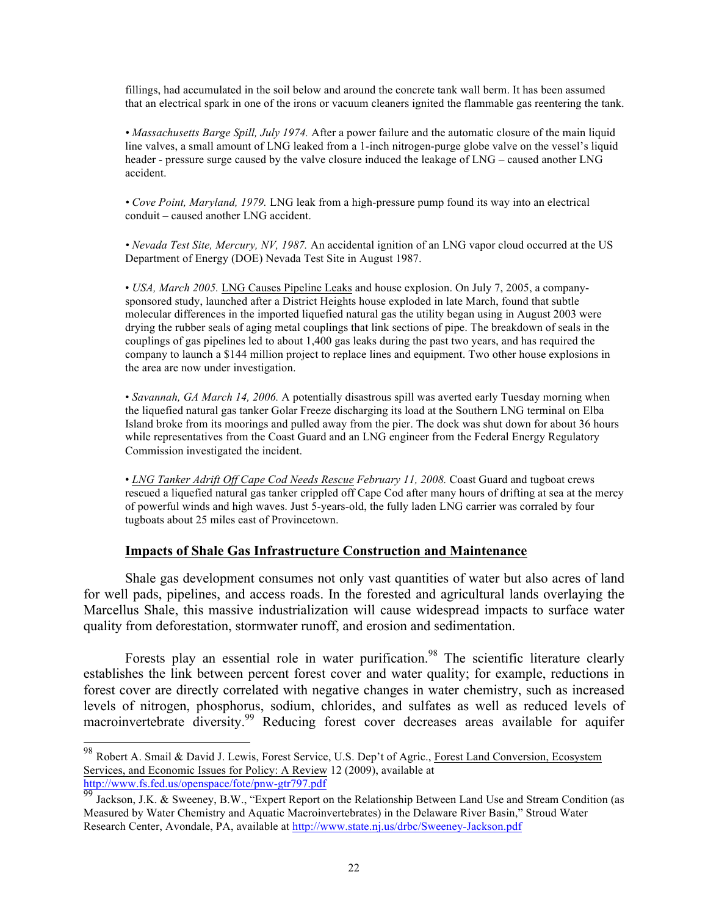fillings, had accumulated in the soil below and around the concrete tank wall berm. It has been assumed that an electrical spark in one of the irons or vacuum cleaners ignited the flammable gas reentering the tank.

• *Massachusetts Barge Spill, July 1974.* After a power failure and the automatic closure of the main liquid line valves, a small amount of LNG leaked from a 1-inch nitrogen-purge globe valve on the vessel's liquid header - pressure surge caused by the valve closure induced the leakage of LNG – caused another LNG accident.

• *Cove Point, Maryland, 1979.* LNG leak from a high-pressure pump found its way into an electrical conduit – caused another LNG accident.

• *Nevada Test Site, Mercury, NV, 1987.* An accidental ignition of an LNG vapor cloud occurred at the US Department of Energy (DOE) Nevada Test Site in August 1987.

• *USA, March 2005.* LNG Causes Pipeline Leaks and house explosion. On July 7, 2005, a company-sponsored study, launched after a District Heights house exploded in late March, found that subtle molecular differences in the imported liquefied natural gas the utility began using in August 2003 were drying the rubber seals of aging metal couplings that link sections of pipe. The breakdown of seals in the couplings of gas pipelines led to about 1,400 gas leaks during the past two years, and has required the company to launch a $144 million project to replace lines and equipment. Two other house explosions in the area are now under investigation.

• *Savannah, GA March 14, 2006.* A potentially disastrous spill was averted early Tuesday morning when the liquefied natural gas tanker Golar Freeze discharging its load at the Southern LNG terminal on Elba Island broke from its moorings and pulled away from the pier. The dock was shut down for about 36 hours while representatives from the Coast Guard and an LNG engineer from the Federal Energy Regulatory Commission investigated the incident.

• *LNG Tanker Adrift Off Cape Cod Needs Rescue February 11, 2008.* Coast Guard and tugboat crews rescued a liquefied natural gas tanker crippled off Cape Cod after many hours of drifting at sea at the mercy of powerful winds and high waves. Just 5-years-old, the fully laden LNG carrier was corralled by four tugboats about 25 miles east of Provincetown.

## Impacts of Shale Gas Infrastructure Construction and Maintenance

Shale gas development consumes not only vast quantities of water but also acres of land for well pads, pipelines, and access roads. In the forested and agricultural lands overlaying the Marcellus Shale, this massive industrialization will cause widespread impacts to surface water quality from deforestation, stormwater runoff, and erosion and sedimentation.

Forests play an essential role in water purification.[98] The scientific literature clearly establishes the link between percent forest cover and water quality; for example, reductions in forest cover are directly correlated with negative changes in water chemistry, such as increased levels of nitrogen, phosphorus, sodium, chlorides, and sulfates as well as reduced levels of macroinvertebrate diversity.[99] Reducing forest cover decreases areas available for aquifer

---

[98] Robert A. Smail & David J. Lewis, Forest Service, U.S. Dep't of Agric., Forest Land Conversion, Ecosystem Services, and Economic Issues for Policy: A Review 12 (2009), available at http://www.fs.fed.us/openspace/fote/pnw-gtr797.pdf

[99] Jackson, J.K. & Sweeney, B.W., "Expert Report on the Relationship Between Land Use and Stream Condition (as Measured by Water Chemistry and Aquatic Macroinvertebrates) in the Delaware River Basin," Stroud Water Research Center, Avondale, PA, available at http://www.state.nj.us/drbc/Sweeney-Jackson.pdf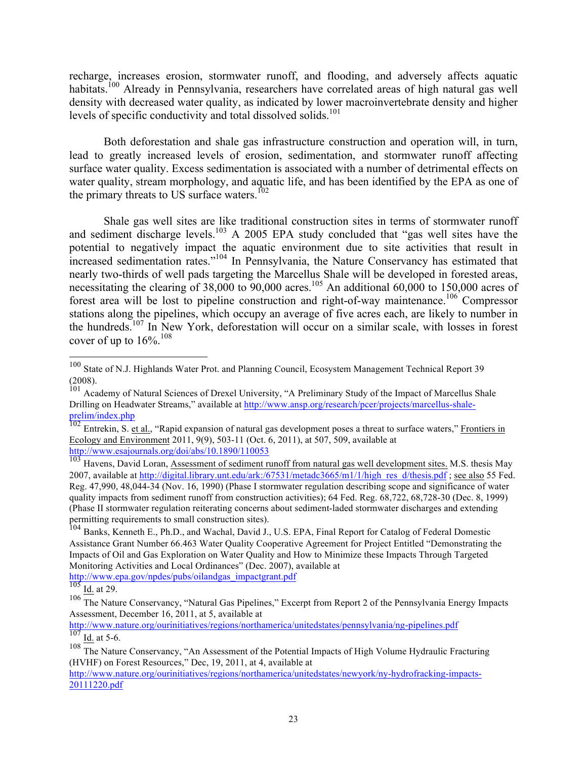recharge, increases erosion, stormwater runoff, and flooding, and adversely affects aquatic habitats.[100] Already in Pennsylvania, researchers have correlated areas of high natural gas well density with decreased water quality, as indicated by lower macroinvertebrate density and higher levels of specific conductivity and total dissolved solids.[101]

Both deforestation and shale gas infrastructure construction and operation will, in turn, lead to greatly increased levels of erosion, sedimentation, and stormwater runoff affecting surface water quality. Excess sedimentation is associated with a number of detrimental effects on water quality, stream morphology, and aquatic life, and has been identified by the EPA as one of the primary threats to US surface waters.[102]

Shale gas well sites are like traditional construction sites in terms of stormwater runoff and sediment discharge levels.[103] A 2005 EPA study concluded that "gas well sites have the potential to negatively impact the aquatic environment due to site activities that result in increased sedimentation rates."[104] In Pennsylvania, the Nature Conservancy has estimated that nearly two-thirds of well pads targeting the Marcellus Shale will be developed in forested areas, necessitating the clearing of 38,000 to 90,000 acres.[105] An additional 60,000 to 150,000 acres of forest area will be lost to pipeline construction and right-of-way maintenance.[106] Compressor stations along the pipelines, which occupy an average of five acres each, are likely to number in the hundreds.[107] In New York, deforestation will occur on a similar scale, with losses in forest cover of up to 16%.[108]

---

[100] State of N.J. Highlands Water Prot. and Planning Council, Ecosystem Management Technical Report 39 (2008).

[101] Academy of Natural Sciences of Drexel University, "A Preliminary Study of the Impact of Marcellus Shale Drilling on Headwater Streams," available at http://www.ansp.org/research/pcer/projects/marcellus-shale-prelim/index.php

[102] Entrekin, S. et al., "Rapid expansion of natural gas development poses a threat to surface waters," Frontiers in Ecology and Environment 2011, 9(9), 503-11 (Oct. 6, 2011), at 507, 509, available at http://www.esajournals.org/doi/abs/10.1890/110053

[103] Havens, David Loran, Assessment of sediment runoff from natural gas well development sites. M.S. thesis May 2007, available at http://digital.library.unt.edu/ark:/67531/metadc3665/m1/1/high_res_d/thesis.pdf ; see also 55 Fed. Reg. 47,990, 48,044-34 (Nov. 16, 1990) (Phase I stormwater regulation describing scope and significance of water quality impacts from sediment runoff from construction activities); 64 Fed. Reg. 68,722, 68,728-30 (Dec. 8, 1999) (Phase II stormwater regulation reiterating concerns about sediment-laded stormwater discharges and extending permitting requirements to small construction sites).

[104] Banks, Kenneth E., Ph.D., and Wachal, David J., U.S. EPA, Final Report for Catalog of Federal Domestic Assistance Grant Number 66.463 Water Quality Cooperative Agreement for Project Entitled "Demonstrating the Impacts of Oil and Gas Exploration on Water Quality and How to Minimize these Impacts Through Targeted Monitoring Activities and Local Ordinances" (Dec. 2007), available at http://www.epa.gov/npdes/pubs/oilandgas_impactgrant.pdf

[105] Id. at 29.

[106] The Nature Conservancy, "Natural Gas Pipelines," Excerpt from Report 2 of the Pennsylvania Energy Impacts Assessment, December 16, 2011, at 5, available at http://www.nature.org/ourinitiatives/regions/northamerica/unitedstates/pennsylvania/ng-pipelines.pdf

[107] Id. at 5-6.

[108] The Nature Conservancy, "An Assessment of the Potential Impacts of High Volume Hydraulic Fracturing (HVHF) on Forest Resources," Dec, 19, 2011, at 4, available at http://www.nature.org/ourinitiatives/regions/northamerica/unitedstates/newyork/ny-hydrofracking-impacts-20111220.pdf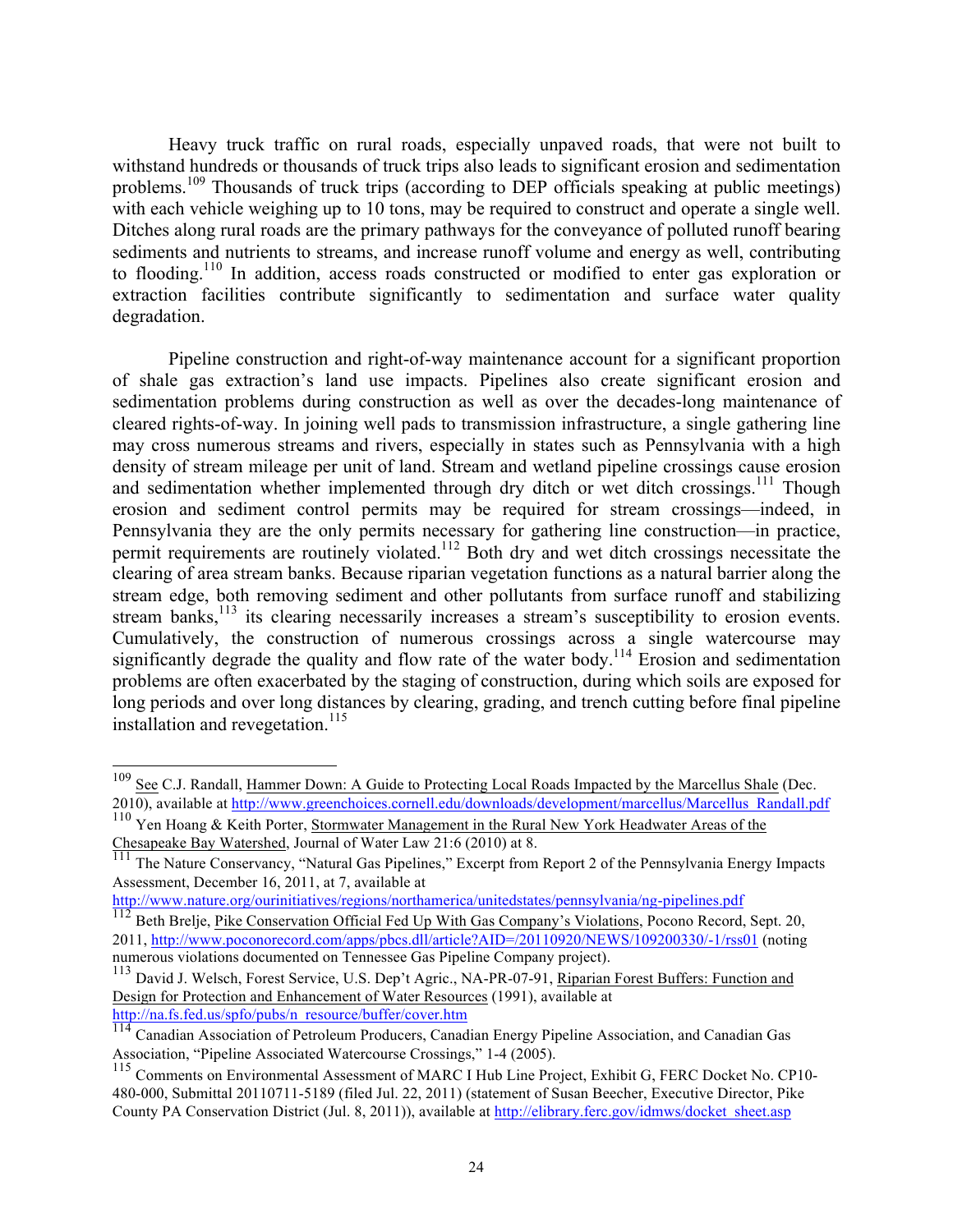Heavy truck traffic on rural roads, especially unpaved roads, that were not built to withstand hundreds or thousands of truck trips also leads to significant erosion and sedimentation problems.[109] Thousands of truck trips (according to DEP officials speaking at public meetings) with each vehicle weighing up to 10 tons, may be required to construct and operate a single well. Ditches along rural roads are the primary pathways for the conveyance of polluted runoff bearing sediments and nutrients to streams, and increase runoff volume and energy as well, contributing to flooding.[110] In addition, access roads constructed or modified to enter gas exploration or extraction facilities contribute significantly to sedimentation and surface water quality degradation.

Pipeline construction and right-of-way maintenance account for a significant proportion of shale gas extraction's land use impacts. Pipelines also create significant erosion and sedimentation problems during construction as well as over the decades-long maintenance of cleared rights-of-way. In joining well pads to transmission infrastructure, a single gathering line may cross numerous streams and rivers, especially in states such as Pennsylvania with a high density of stream mileage per unit of land. Stream and wetland pipeline crossings cause erosion and sedimentation whether implemented through dry ditch or wet ditch crossings.[111] Though erosion and sediment control permits may be required for stream crossings—indeed, in Pennsylvania they are the only permits necessary for gathering line construction—in practice, permit requirements are routinely violated.[112] Both dry and wet ditch crossings necessitate the clearing of area stream banks. Because riparian vegetation functions as a natural barrier along the stream edge, both removing sediment and other pollutants from surface runoff and stabilizing stream banks,[113] its clearing necessarily increases a stream's susceptibility to erosion events. Cumulatively, the construction of numerous crossings across a single watercourse may significantly degrade the quality and flow rate of the water body.[114] Erosion and sedimentation problems are often exacerbated by the staging of construction, during which soils are exposed for long periods and over long distances by clearing, grading, and trench cutting before final pipeline installation and revegetation.[115]

---

[109] See C.J. Randall, Hammer Down: A Guide to Protecting Local Roads Impacted by the Marcellus Shale (Dec. 2010), available at http://www.greenchoices.cornell.edu/downloads/development/marcellus/Marcellus_Randall.pdf

[110] Yen Hoang & Keith Porter, Stormwater Management in the Rural New York Headwater Areas of the Chesapeake Bay Watershed, Journal of Water Law 21:6 (2010) at 8.

[111] The Nature Conservancy, "Natural Gas Pipelines," Excerpt from Report 2 of the Pennsylvania Energy Impacts Assessment, December 16, 2011, at 7, available at http://www.nature.org/ourinitiatives/regions/northamerica/unitedstates/pennsylvania/ng-pipelines.pdf

[112] Beth Brelje, Pike Conservation Official Fed Up With Gas Company's Violations, Pocono Record, Sept. 20, 2011, http://www.poconorecord.com/apps/pbcs.dll/article?AID=/20110920/NEWS/109200330/-1/rss01 (noting numerous violations documented on Tennessee Gas Pipeline Company project).

[113] David J. Welsch, Forest Service, U.S. Dep't Agric., NA-PR-07-91, Riparian Forest Buffers: Function and Design for Protection and Enhancement of Water Resources (1991), available at http://na.fs.fed.us/spfo/pubs/n_resource/buffer/cover.htm

[114] Canadian Association of Petroleum Producers, Canadian Energy Pipeline Association, and Canadian Gas Association, "Pipeline Associated Watercourse Crossings," 1-4 (2005).

[115] Comments on Environmental Assessment of MARC I Hub Line Project, Exhibit G, FERC Docket No. CP10-480-000, Submittal 20110711-5189 (filed Jul. 22, 2011) (statement of Susan Beecher, Executive Director, Pike County PA Conservation District (Jul. 8, 2011)), available at http://elibrary.ferc.gov/idmws/docket_sheet.asp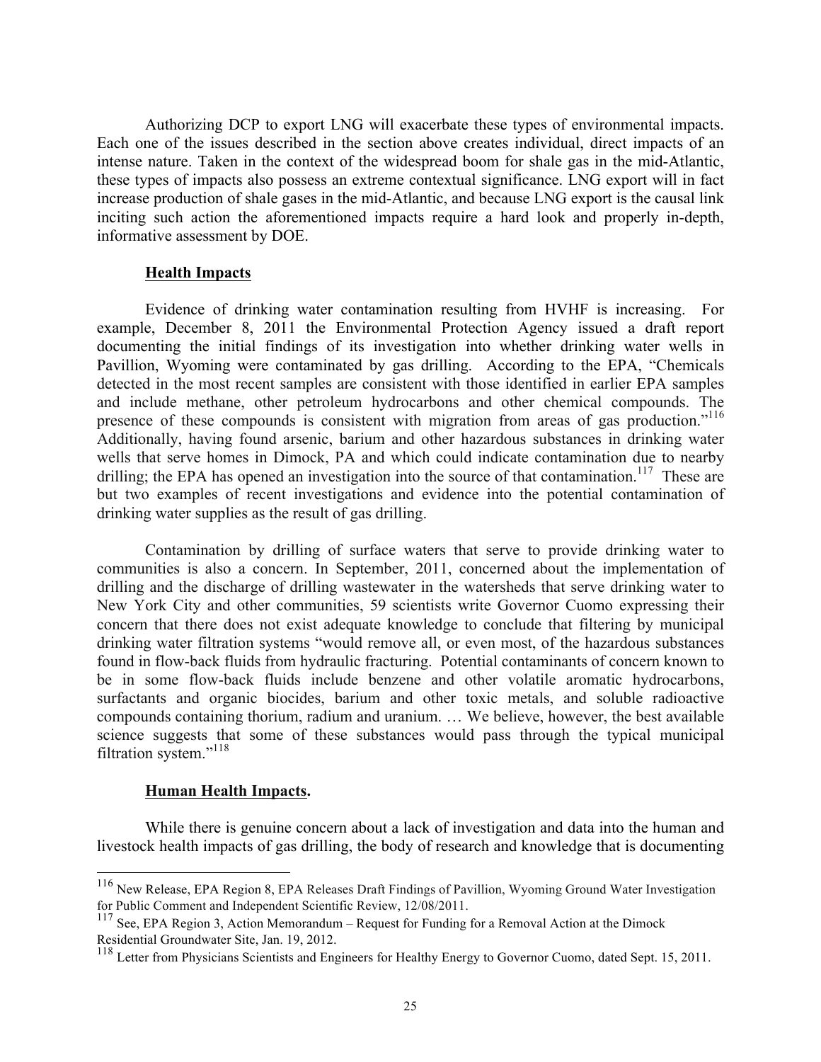Authorizing DCP to export LNG will exacerbate these types of environmental impacts. Each one of the issues described in the section above creates individual, direct impacts of an intense nature. Taken in the context of the widespread boom for shale gas in the mid-Atlantic, these types of impacts also possess an extreme contextual significance. LNG export will in fact increase production of shale gases in the mid-Atlantic, and because LNG export is the causal link inciting such action the aforementioned impacts require a hard look and properly in-depth, informative assessment by DOE.

**Health Impacts**

Evidence of drinking water contamination resulting from HVHF is increasing. For example, December 8, 2011 the Environmental Protection Agency issued a draft report documenting the initial findings of its investigation into whether drinking water wells in Pavillion, Wyoming were contaminated by gas drilling. According to the EPA, "Chemicals detected in the most recent samples are consistent with those identified in earlier EPA samples and include methane, other petroleum hydrocarbons and other chemical compounds. The presence of these compounds is consistent with migration from areas of gas production."[116] Additionally, having found arsenic, barium and other hazardous substances in drinking water wells that serve homes in Dimock, PA and which could indicate contamination due to nearby drilling; the EPA has opened an investigation into the source of that contamination.[117] These are but two examples of recent investigations and evidence into the potential contamination of drinking water supplies as the result of gas drilling.

Contamination by drilling of surface waters that serve to provide drinking water to communities is also a concern. In September, 2011, concerned about the implementation of drilling and the discharge of drilling wastewater in the watersheds that serve drinking water to New York City and other communities, 59 scientists write Governor Cuomo expressing their concern that there does not exist adequate knowledge to conclude that filtering by municipal drinking water filtration systems "would remove all, or even most, of the hazardous substances found in flow-back fluids from hydraulic fracturing. Potential contaminants of concern known to be in some flow-back fluids include benzene and other volatile aromatic hydrocarbons, surfactants and organic biocides, barium and other toxic metals, and soluble radioactive compounds containing thorium, radium and uranium. … We believe, however, the best available science suggests that some of these substances would pass through the typical municipal filtration system."[118]

**Human Health Impacts.**

While there is genuine concern about a lack of investigation and data into the human and livestock health impacts of gas drilling, the body of research and knowledge that is documenting

---

[116] New Release, EPA Region 8, EPA Releases Draft Findings of Pavillion, Wyoming Ground Water Investigation for Public Comment and Independent Scientific Review, 12/08/2011.

[117] See, EPA Region 3, Action Memorandum – Request for Funding for a Removal Action at the Dimock Residential Groundwater Site, Jan. 19, 2012.

[118] Letter from Physicians Scientists and Engineers for Healthy Energy to Governor Cuomo, dated Sept. 15, 2011.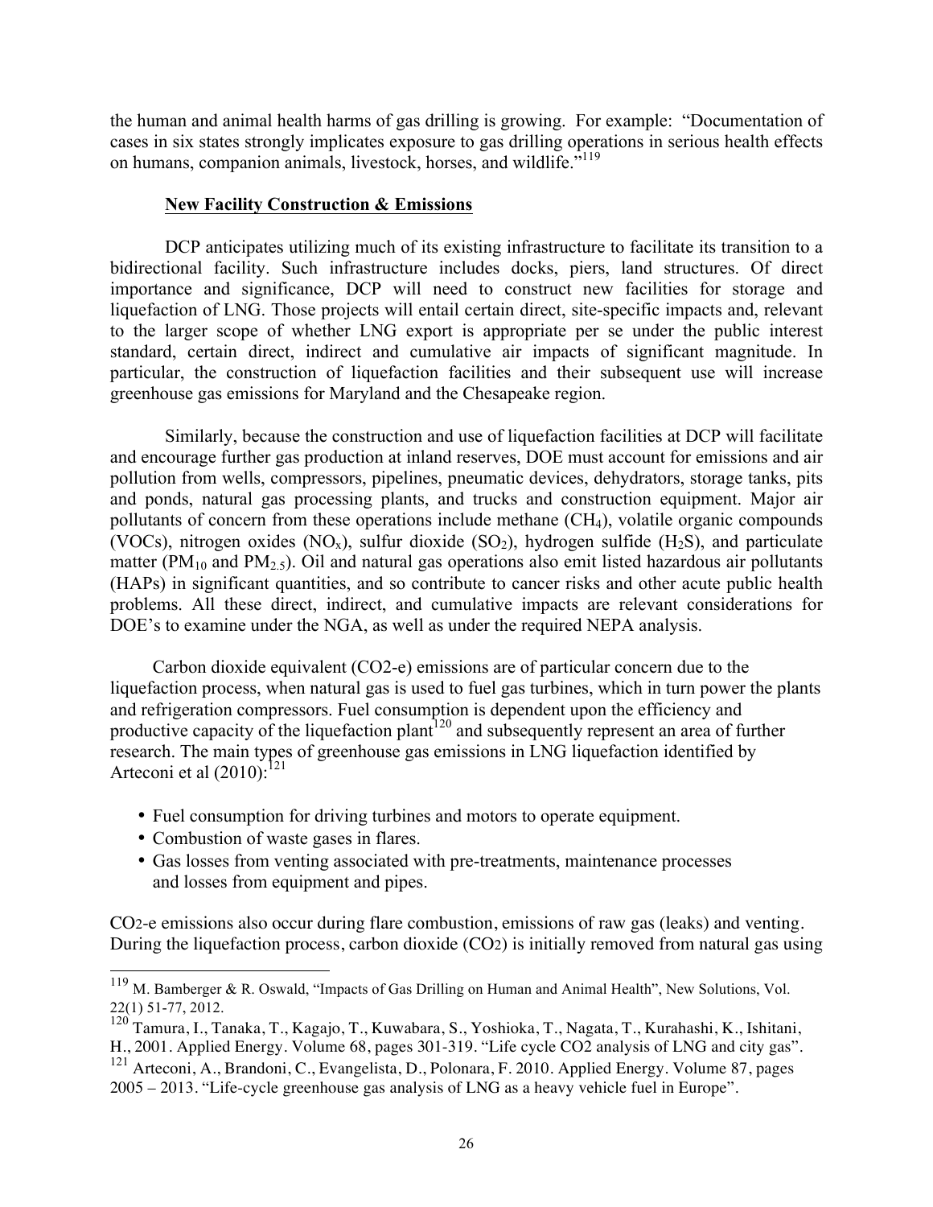the human and animal health harms of gas drilling is growing. For example: "Documentation of cases in six states strongly implicates exposure to gas drilling operations in serious health effects on humans, companion animals, livestock, horses, and wildlife."[119]

**New Facility Construction & Emissions**

DCP anticipates utilizing much of its existing infrastructure to facilitate its transition to a bidirectional facility. Such infrastructure includes docks, piers, land structures. Of direct importance and significance, DCP will need to construct new facilities for storage and liquefaction of LNG. Those projects will entail certain direct, site-specific impacts and, relevant to the larger scope of whether LNG export is appropriate per se under the public interest standard, certain direct, indirect and cumulative air impacts of significant magnitude. In particular, the construction of liquefaction facilities and their subsequent use will increase greenhouse gas emissions for Maryland and the Chesapeake region.

Similarly, because the construction and use of liquefaction facilities at DCP will facilitate and encourage further gas production at inland reserves, DOE must account for emissions and air pollution from wells, compressors, pipelines, pneumatic devices, dehydrators, storage tanks, pits and ponds, natural gas processing plants, and trucks and construction equipment. Major air pollutants of concern from these operations include methane ($CH_4$), volatile organic compounds (VOCs), nitrogen oxides ($NO_x$), sulfur dioxide ($SO_2$), hydrogen sulfide ($H_2S$), and particulate matter ($PM_{10}$ and $PM_{2.5}$). Oil and natural gas operations also emit listed hazardous air pollutants (HAPs) in significant quantities, and so contribute to cancer risks and other acute public health problems. All these direct, indirect, and cumulative impacts are relevant considerations for DOE's to examine under the NGA, as well as under the required NEPA analysis.

Carbon dioxide equivalent (CO2-e) emissions are of particular concern due to the liquefaction process, when natural gas is used to fuel gas turbines, which in turn power the plants and refrigeration compressors. Fuel consumption is dependent upon the efficiency and productive capacity of the liquefaction plant[120] and subsequently represent an area of further research. The main types of greenhouse gas emissions in LNG liquefaction identified by Arteconi et al (2010):[121]

- Fuel consumption for driving turbines and motors to operate equipment.
- Combustion of waste gases in flares.
- Gas losses from venting associated with pre-treatments, maintenance processes and losses from equipment and pipes.

$CO_2$-e emissions also occur during flare combustion, emissions of raw gas (leaks) and venting. During the liquefaction process, carbon dioxide ($CO_2$) is initially removed from natural gas using

---

[119] M. Bamberger & R. Oswald, "Impacts of Gas Drilling on Human and Animal Health", New Solutions, Vol. 22(1) 51-77, 2012.

[120] Tamura, I., Tanaka, T., Kagajo, T., Kuwabara, S., Yoshioka, T., Nagata, T., Kurahashi, K., Ishitani, H., 2001. Applied Energy. Volume 68, pages 301-319. "Life cycle CO2 analysis of LNG and city gas".

[121] Arteconi, A., Brandoni, C., Evangelista, D., Polonara, F. 2010. Applied Energy. Volume 87, pages 2005 – 2013. "Life-cycle greenhouse gas analysis of LNG as a heavy vehicle fuel in Europe".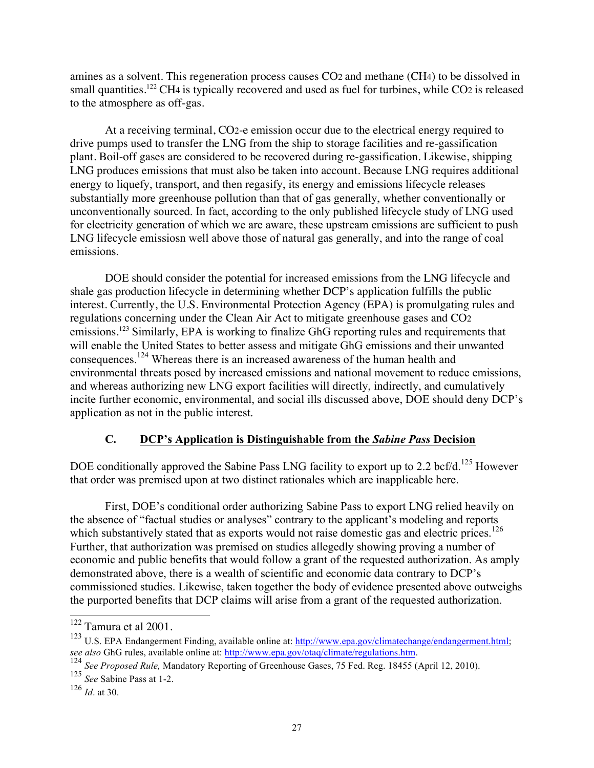amines as a solvent. This regeneration process causes $CO_2$ and methane ($CH_4$) to be dissolved in small quantities.[122] $CH_4$ is typically recovered and used as fuel for turbines, while $CO_2$ is released to the atmosphere as off-gas.

At a receiving terminal, $CO_2$-e emission occur due to the electrical energy required to drive pumps used to transfer the LNG from the ship to storage facilities and re-gassification plant. Boil-off gases are considered to be recovered during re-gassification. Likewise, shipping LNG produces emissions that must also be taken into account. Because LNG requires additional energy to liquefy, transport, and then regasify, its energy and emissions lifecycle releases substantially more greenhouse pollution than that of gas generally, whether conventionally or unconventionally sourced. In fact, according to the only published lifecycle study of LNG used for electricity generation of which we are aware, these upstream emissions are sufficient to push LNG lifecycle emissiosn well above those of natural gas generally, and into the range of coal emissions.

DOE should consider the potential for increased emissions from the LNG lifecycle and shale gas production lifecycle in determining whether DCP's application fulfills the public interest. Currently, the U.S. Environmental Protection Agency (EPA) is promulgating rules and regulations concerning under the Clean Air Act to mitigate greenhouse gases and $CO_2$ emissions.[123] Similarly, EPA is working to finalize GhG reporting rules and requirements that will enable the United States to better assess and mitigate GhG emissions and their unwanted consequences.[124] Whereas there is an increased awareness of the human health and environmental threats posed by increased emissions and national movement to reduce emissions, and whereas authorizing new LNG export facilities will directly, indirectly, and cumulatively incite further economic, environmental, and social ills discussed above, DOE should deny DCP's application as not in the public interest.

### C. DCP's Application is Distinguishable from the *Sabine Pass* Decision

DOE conditionally approved the Sabine Pass LNG facility to export up to 2.2 bcf/d.[125] However that order was premised upon at two distinct rationales which are inapplicable here.

First, DOE's conditional order authorizing Sabine Pass to export LNG relied heavily on the absence of "factual studies or analyses" contrary to the applicant's modeling and reports which substantively stated that as exports would not raise domestic gas and electric prices.[126] Further, that authorization was premised on studies allegedly showing proving a number of economic and public benefits that would follow a grant of the requested authorization. As amply demonstrated above, there is a wealth of scientific and economic data contrary to DCP's commissioned studies. Likewise, taken together the body of evidence presented above outweighs the purported benefits that DCP claims will arise from a grant of the requested authorization.

---

[122] Tamura et al 2001.

[123] U.S. EPA Endangerment Finding, available online at: http://www.epa.gov/climatechange/endangerment.html; *see also* GhG rules, available online at: http://www.epa.gov/otaq/climate/regulations.htm.

[124] *See Proposed Rule,* Mandatory Reporting of Greenhouse Gases, 75 Fed. Reg. 18455 (April 12, 2010).

[125] *See* Sabine Pass at 1-2.

[126] *Id*. at 30.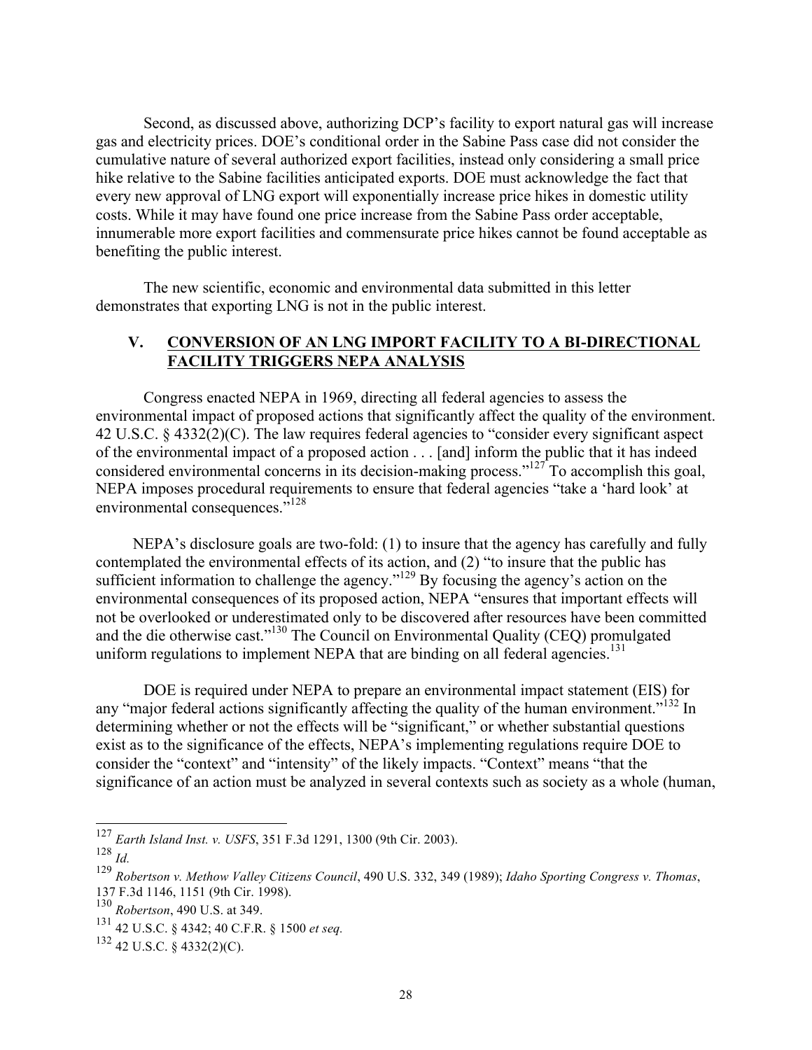Second, as discussed above, authorizing DCP's facility to export natural gas will increase gas and electricity prices. DOE's conditional order in the Sabine Pass case did not consider the cumulative nature of several authorized export facilities, instead only considering a small price hike relative to the Sabine facilities anticipated exports. DOE must acknowledge the fact that every new approval of LNG export will exponentially increase price hikes in domestic utility costs. While it may have found one price increase from the Sabine Pass order acceptable, innumerable more export facilities and commensurate price hikes cannot be found acceptable as benefiting the public interest.

The new scientific, economic and environmental data submitted in this letter demonstrates that exporting LNG is not in the public interest.

## V. CONVERSION OF AN LNG IMPORT FACILITY TO A BI-DIRECTIONAL FACILITY TRIGGERS NEPA ANALYSIS

Congress enacted NEPA in 1969, directing all federal agencies to assess the environmental impact of proposed actions that significantly affect the quality of the environment. 42 U.S.C. § 4332(2)(C). The law requires federal agencies to "consider every significant aspect of the environmental impact of a proposed action . . . [and] inform the public that it has indeed considered environmental concerns in its decision-making process."[127] To accomplish this goal, NEPA imposes procedural requirements to ensure that federal agencies "take a 'hard look' at environmental consequences."[128]

NEPA's disclosure goals are two-fold: (1) to insure that the agency has carefully and fully contemplated the environmental effects of its action, and (2) "to insure that the public has sufficient information to challenge the agency."[129] By focusing the agency's action on the environmental consequences of its proposed action, NEPA "ensures that important effects will not be overlooked or underestimated only to be discovered after resources have been committed and the die otherwise cast."[130] The Council on Environmental Quality (CEQ) promulgated uniform regulations to implement NEPA that are binding on all federal agencies.[131]

DOE is required under NEPA to prepare an environmental impact statement (EIS) for any "major federal actions significantly affecting the quality of the human environment."[132] In determining whether or not the effects will be "significant," or whether substantial questions exist as to the significance of the effects, NEPA's implementing regulations require DOE to consider the "context" and "intensity" of the likely impacts. "Context" means "that the significance of an action must be analyzed in several contexts such as society as a whole (human,

---

[127] *Earth Island Inst. v. USFS*, 351 F.3d 1291, 1300 (9th Cir. 2003).

[128] *Id.*

[129] *Robertson v. Methow Valley Citizens Council*, 490 U.S. 332, 349 (1989); *Idaho Sporting Congress v. Thomas*, 137 F.3d 1146, 1151 (9th Cir. 1998).

[130] *Robertson*, 490 U.S. at 349.

[131] 42 U.S.C. § 4342; 40 C.F.R. § 1500 *et seq.*

[132] 42 U.S.C. § 4332(2)(C).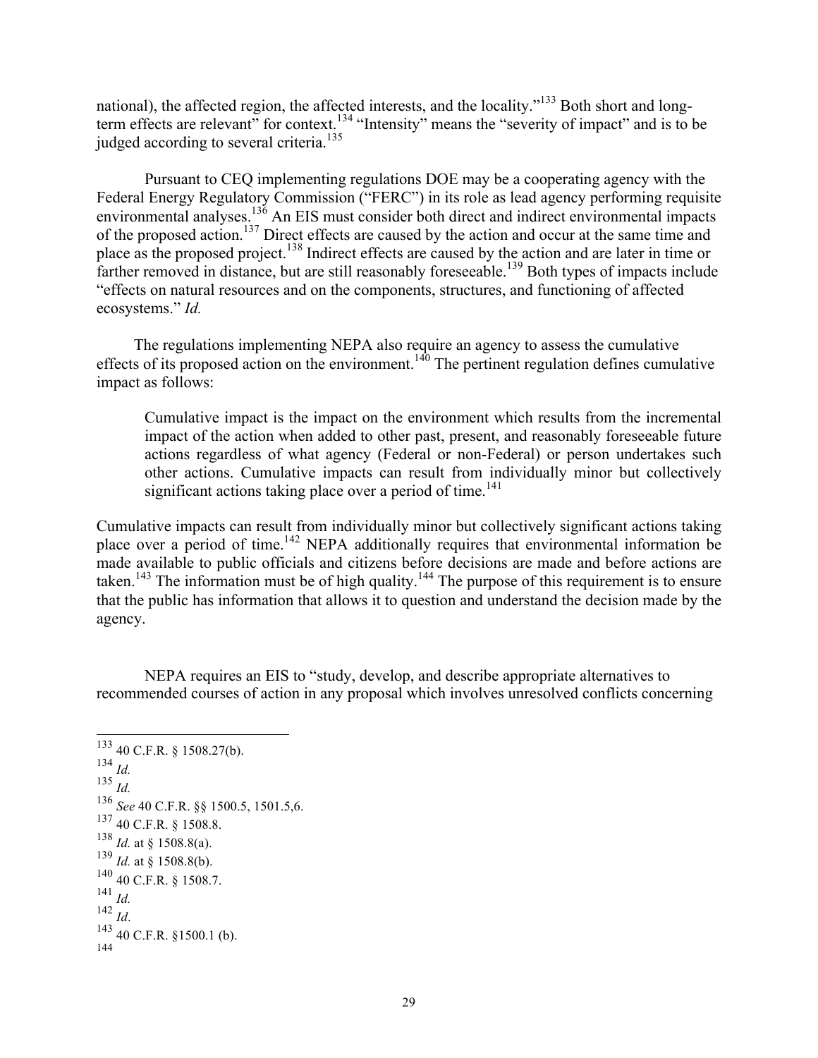national), the affected region, the affected interests, and the locality."[133] Both short and long-term effects are relevant" for context.[134] "Intensity" means the "severity of impact" and is to be judged according to several criteria.[135]

Pursuant to CEQ implementing regulations DOE may be a cooperating agency with the Federal Energy Regulatory Commission ("FERC") in its role as lead agency performing requisite environmental analyses.[136] An EIS must consider both direct and indirect environmental impacts of the proposed action.[137] Direct effects are caused by the action and occur at the same time and place as the proposed project.[138] Indirect effects are caused by the action and are later in time or farther removed in distance, but are still reasonably foreseeable.[139] Both types of impacts include "effects on natural resources and on the components, structures, and functioning of affected ecosystems." *Id.*

The regulations implementing NEPA also require an agency to assess the cumulative effects of its proposed action on the environment.[140] The pertinent regulation defines cumulative impact as follows:

> Cumulative impact is the impact on the environment which results from the incremental impact of the action when added to other past, present, and reasonably foreseeable future actions regardless of what agency (Federal or non-Federal) or person undertakes such other actions. Cumulative impacts can result from individually minor but collectively significant actions taking place over a period of time.[141]

Cumulative impacts can result from individually minor but collectively significant actions taking place over a period of time.[142] NEPA additionally requires that environmental information be made available to public officials and citizens before decisions are made and before actions are taken.[143] The information must be of high quality.[144] The purpose of this requirement is to ensure that the public has information that allows it to question and understand the decision made by the agency.

NEPA requires an EIS to "study, develop, and describe appropriate alternatives to recommended courses of action in any proposal which involves unresolved conflicts concerning

---

[133] 40 C.F.R. § 1508.27(b).
[134] *Id.*
[135] *Id.*
[136] *See* 40 C.F.R. §§ 1500.5, 1501.5,6.
[137] 40 C.F.R. § 1508.8.
[138] *Id.* at § 1508.8(a).
[139] *Id.* at § 1508.8(b).
[140] 40 C.F.R. § 1508.7.
[141] *Id.*
[142] *Id*.
[143] 40 C.F.R. §1500.1 (b).
[144]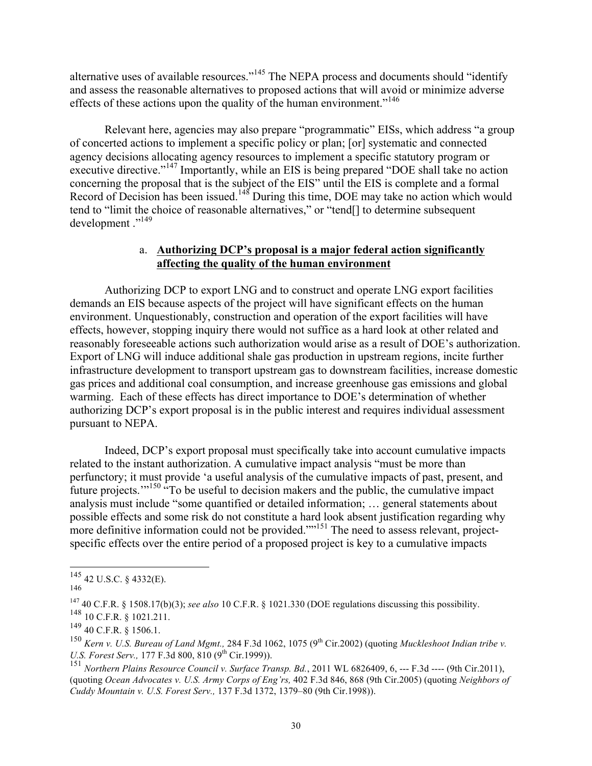alternative uses of available resources."[145] The NEPA process and documents should "identify and assess the reasonable alternatives to proposed actions that will avoid or minimize adverse effects of these actions upon the quality of the human environment."[146]

Relevant here, agencies may also prepare "programmatic" EISs, which address "a group of concerted actions to implement a specific policy or plan; [or] systematic and connected agency decisions allocating agency resources to implement a specific statutory program or executive directive."[147] Importantly, while an EIS is being prepared "DOE shall take no action concerning the proposal that is the subject of the EIS" until the EIS is complete and a formal Record of Decision has been issued.[148] During this time, DOE may take no action which would tend to "limit the choice of reasonable alternatives," or "tend[] to determine subsequent development ."[149]

a. **Authorizing DCP's proposal is a major federal action significantly affecting the quality of the human environment**

Authorizing DCP to export LNG and to construct and operate LNG export facilities demands an EIS because aspects of the project will have significant effects on the human environment. Unquestionably, construction and operation of the export facilities will have effects, however, stopping inquiry there would not suffice as a hard look at other related and reasonably foreseeable actions such authorization would arise as a result of DOE's authorization. Export of LNG will induce additional shale gas production in upstream regions, incite further infrastructure development to transport upstream gas to downstream facilities, increase domestic gas prices and additional coal consumption, and increase greenhouse gas emissions and global warming. Each of these effects has direct importance to DOE's determination of whether authorizing DCP's export proposal is in the public interest and requires individual assessment pursuant to NEPA.

Indeed, DCP's export proposal must specifically take into account cumulative impacts related to the instant authorization. A cumulative impact analysis "must be more than perfunctory; it must provide 'a useful analysis of the cumulative impacts of past, present, and future projects.'"[150] "To be useful to decision makers and the public, the cumulative impact analysis must include "some quantified or detailed information; … general statements about possible effects and some risk do not constitute a hard look absent justification regarding why more definitive information could not be provided.""[151] The need to assess relevant, project-specific effects over the entire period of a proposed project is key to a cumulative impacts

---

[145] 42 U.S.C. § 4332(E).

[146]

[147] 40 C.F.R. § 1508.17(b)(3); *see also* 10 C.F.R. § 1021.330 (DOE regulations discussing this possibility.

[148] 10 C.F.R. § 1021.211.

[149] 40 C.F.R. § 1506.1.

[150] *Kern v. U.S. Bureau of Land Mgmt.,* 284 F.3d 1062, 1075 (9th Cir.2002) (quoting *Muckleshoot Indian tribe v. U.S. Forest Serv.,* 177 F.3d 800, 810 (9th Cir.1999)).

[151] *Northern Plains Resource Council v. Surface Transp. Bd.*, 2011 WL 6826409, 6, --- F.3d ---- (9th Cir.2011), (quoting *Ocean Advocates v. U.S. Army Corps of Eng'rs,* 402 F.3d 846, 868 (9th Cir.2005) (quoting *Neighbors of Cuddy Mountain v. U.S. Forest Serv.,* 137 F.3d 1372, 1379–80 (9th Cir.1998)).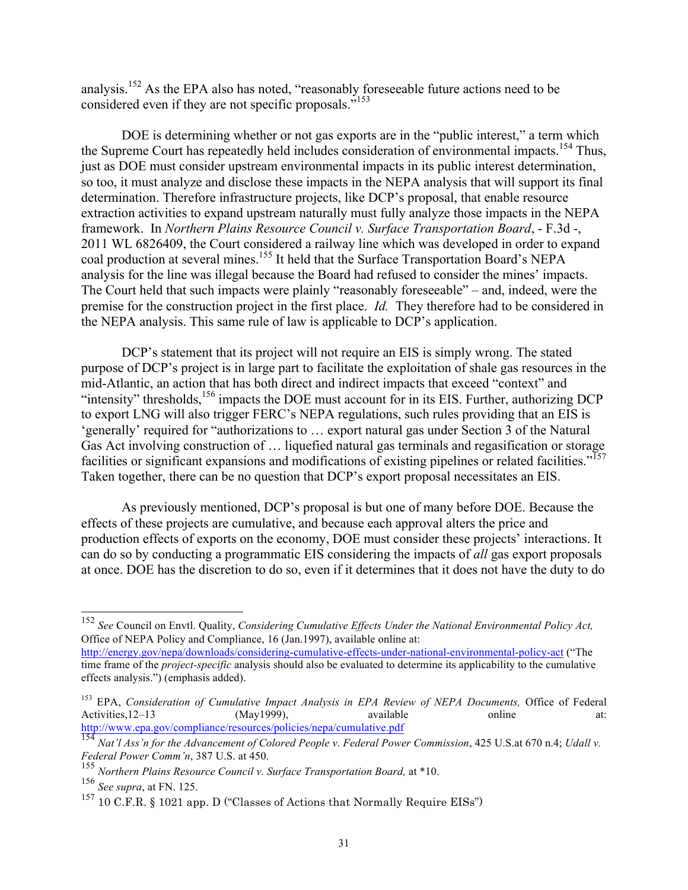analysis.[152] As the EPA also has noted, "reasonably foreseeable future actions need to be considered even if they are not specific proposals."[153]

DOE is determining whether or not gas exports are in the "public interest," a term which the Supreme Court has repeatedly held includes consideration of environmental impacts.[154] Thus, just as DOE must consider upstream environmental impacts in its public interest determination, so too, it must analyze and disclose these impacts in the NEPA analysis that will support its final determination. Therefore infrastructure projects, like DCP's proposal, that enable resource extraction activities to expand upstream naturally must fully analyze those impacts in the NEPA framework. In *Northern Plains Resource Council v. Surface Transportation Board*, - F.3d -, 2011 WL 6826409, the Court considered a railway line which was developed in order to expand coal production at several mines.[155] It held that the Surface Transportation Board's NEPA analysis for the line was illegal because the Board had refused to consider the mines' impacts. The Court held that such impacts were plainly "reasonably foreseeable" – and, indeed, were the premise for the construction project in the first place. *Id.* They therefore had to be considered in the NEPA analysis. This same rule of law is applicable to DCP's application.

DCP's statement that its project will not require an EIS is simply wrong. The stated purpose of DCP's project is in large part to facilitate the exploitation of shale gas resources in the mid-Atlantic, an action that has both direct and indirect impacts that exceed "context" and "intensity" thresholds,[156] impacts the DOE must account for in its EIS. Further, authorizing DCP to export LNG will also trigger FERC's NEPA regulations, such rules providing that an EIS is 'generally' required for "authorizations to … export natural gas under Section 3 of the Natural Gas Act involving construction of … liquefied natural gas terminals and regasification or storage facilities or significant expansions and modifications of existing pipelines or related facilities."[157] Taken together, there can be no question that DCP's export proposal necessitates an EIS.

As previously mentioned, DCP's proposal is but one of many before DOE. Because the effects of these projects are cumulative, and because each approval alters the price and production effects of exports on the economy, DOE must consider these projects' interactions. It can do so by conducting a programmatic EIS considering the impacts of *all* gas export proposals at once. DOE has the discretion to do so, even if it determines that it does not have the duty to do

---

[152] *See* Council on Envtl. Quality, *Considering Cumulative Effects Under the National Environmental Policy Act,* Office of NEPA Policy and Compliance, 16 (Jan.1997), available online at: http://energy.gov/nepa/downloads/considering-cumulative-effects-under-national-environmental-policy-act ("The time frame of the *project-specific* analysis should also be evaluated to determine its applicability to the cumulative effects analysis.") (emphasis added).

[153] EPA, *Consideration of Cumulative Impact Analysis in EPA Review of NEPA Documents,* Office of Federal Activities,12–13 (May1999), available online at: http://www.epa.gov/compliance/resources/policies/nepa/cumulative.pdf

[154] *Nat'l Ass'n for the Advancement of Colored People v. Federal Power Commission*, 425 U.S.at 670 n.4; *Udall v. Federal Power Comm'n*, 387 U.S. at 450.

[155] *Northern Plains Resource Council v. Surface Transportation Board,* at *10.

[156] *See supra*, at FN. 125.

[157] 10 C.F.R. § 1021 app. D ("Classes of Actions that Normally Require EISs")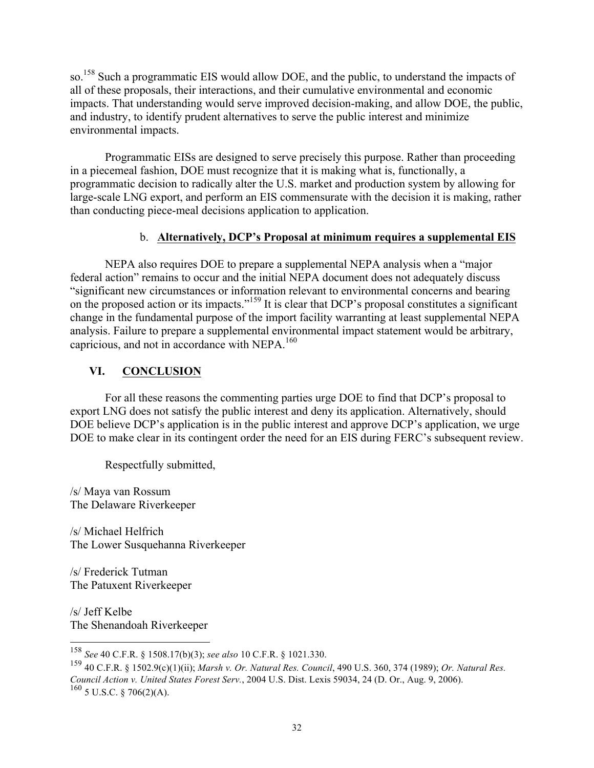so.[158] Such a programmatic EIS would allow DOE, and the public, to understand the impacts of all of these proposals, their interactions, and their cumulative environmental and economic impacts. That understanding would serve improved decision-making, and allow DOE, the public, and industry, to identify prudent alternatives to serve the public interest and minimize environmental impacts.

Programmatic EISs are designed to serve precisely this purpose. Rather than proceeding in a piecemeal fashion, DOE must recognize that it is making what is, functionally, a programmatic decision to radically alter the U.S. market and production system by allowing for large-scale LNG export, and perform an EIS commensurate with the decision it is making, rather than conducting piece-meal decisions application to application.

### b. **Alternatively, DCP's Proposal at minimum requires a supplemental EIS**

NEPA also requires DOE to prepare a supplemental NEPA analysis when a "major federal action" remains to occur and the initial NEPA document does not adequately discuss "significant new circumstances or information relevant to environmental concerns and bearing on the proposed action or its impacts."[159] It is clear that DCP's proposal constitutes a significant change in the fundamental purpose of the import facility warranting at least supplemental NEPA analysis. Failure to prepare a supplemental environmental impact statement would be arbitrary, capricious, and not in accordance with NEPA.[160]

## VI. CONCLUSION

For all these reasons the commenting parties urge DOE to find that DCP's proposal to export LNG does not satisfy the public interest and deny its application. Alternatively, should DOE believe DCP's application is in the public interest and approve DCP's application, we urge DOE to make clear in its contingent order the need for an EIS during FERC's subsequent review.

Respectfully submitted,

/s/ Maya van Rossum
The Delaware Riverkeeper

/s/ Michael Helfrich
The Lower Susquehanna Riverkeeper

/s/ Frederick Tutman
The Patuxent Riverkeeper

/s/ Jeff Kelbe
The Shenandoah Riverkeeper

---

[158] *See* 40 C.F.R. § 1508.17(b)(3); *see also* 10 C.F.R. § 1021.330.

[159] 40 C.F.R. § 1502.9(c)(1)(ii); *Marsh v. Or. Natural Res. Council*, 490 U.S. 360, 374 (1989); *Or. Natural Res. Council Action v. United States Forest Serv.*, 2004 U.S. Dist. Lexis 59034, 24 (D. Or., Aug. 9, 2006).

[160] 5 U.S.C. § 706(2)(A).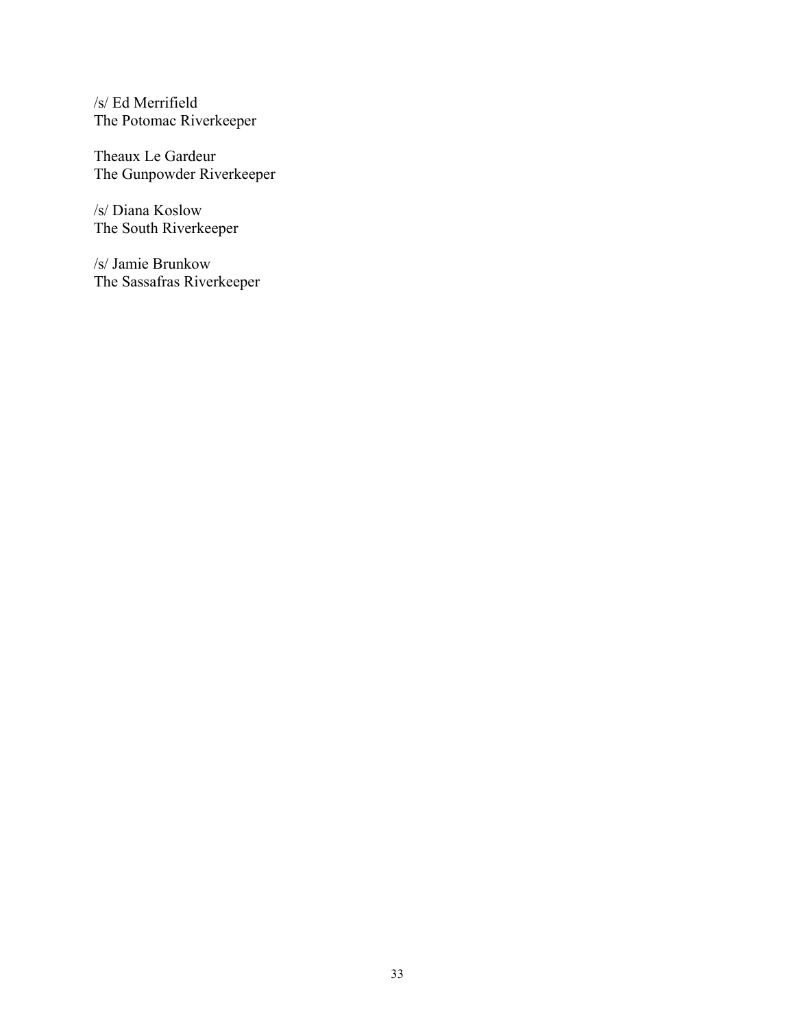/s/ Ed Merrifield
The Potomac Riverkeeper

Theaux Le Gardeur
The Gunpowder Riverkeeper

/s/ Diana Koslow
The South Riverkeeper

/s/ Jamie Brunkow
The Sassafras Riverkeeper